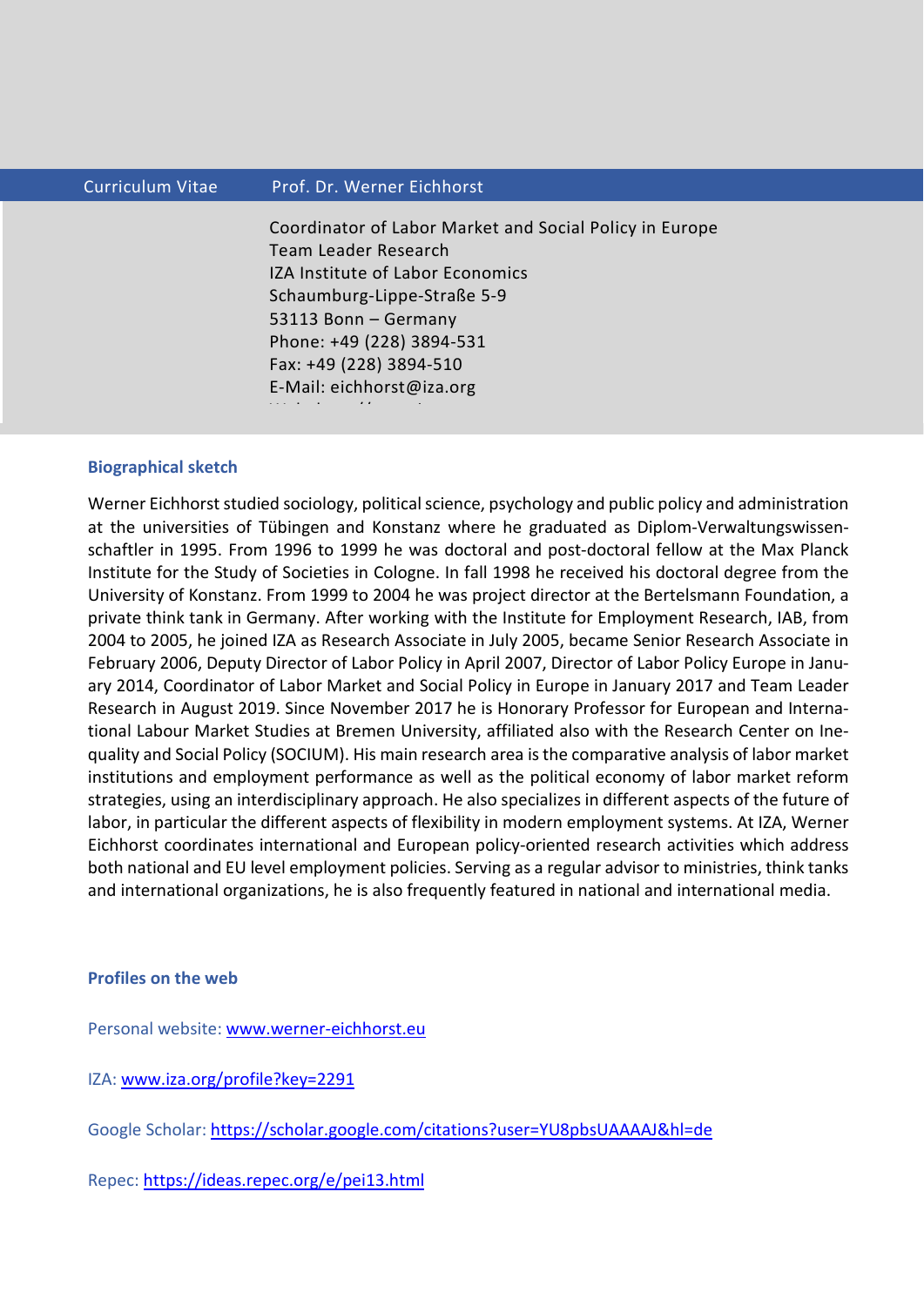Curriculum Vitae Prof. Dr. Werner Eichhorst

Coordinator of Labor Market and Social Policy in Europe
Team Leader Research
IZA Institute of Labor Economics
Schaumburg-Lippe-Straße 5-9
53113 Bonn – Germany
Phone: +49 (228) 3894-531
Fax: +49 (228) 3894-510
E-Mail: eichhorst@iza.org

### Biographical sketch

Werner Eichhorst studied sociology, political science, psychology and public policy and administration at the universities of Tübingen and Konstanz where he graduated as Diplom-Verwaltungswissenschaftler in 1995. From 1996 to 1999 he was doctoral and post-doctoral fellow at the Max Planck Institute for the Study of Societies in Cologne. In fall 1998 he received his doctoral degree from the University of Konstanz. From 1999 to 2004 he was project director at the Bertelsmann Foundation, a private think tank in Germany. After working with the Institute for Employment Research, IAB, from 2004 to 2005, he joined IZA as Research Associate in July 2005, became Senior Research Associate in February 2006, Deputy Director of Labor Policy in April 2007, Director of Labor Policy Europe in January 2014, Coordinator of Labor Market and Social Policy in Europe in January 2017 and Team Leader Research in August 2019. Since November 2017 he is Honorary Professor for European and International Labour Market Studies at Bremen University, affiliated also with the Research Center on Inequality and Social Policy (SOCIUM). His main research area is the comparative analysis of labor market institutions and employment performance as well as the political economy of labor market reform strategies, using an interdisciplinary approach. He also specializes in different aspects of the future of labor, in particular the different aspects of flexibility in modern employment systems. At IZA, Werner Eichhorst coordinates international and European policy-oriented research activities which address both national and EU level employment policies. Serving as a regular advisor to ministries, think tanks and international organizations, he is also frequently featured in national and international media.

### Profiles on the web

Personal website: www.werner-eichhorst.eu

IZA: www.iza.org/profile?key=2291

Google Scholar: https://scholar.google.com/citations?user=YU8pbsUAAAAJ&hl=de

Repec: https://ideas.repec.org/e/pei13.html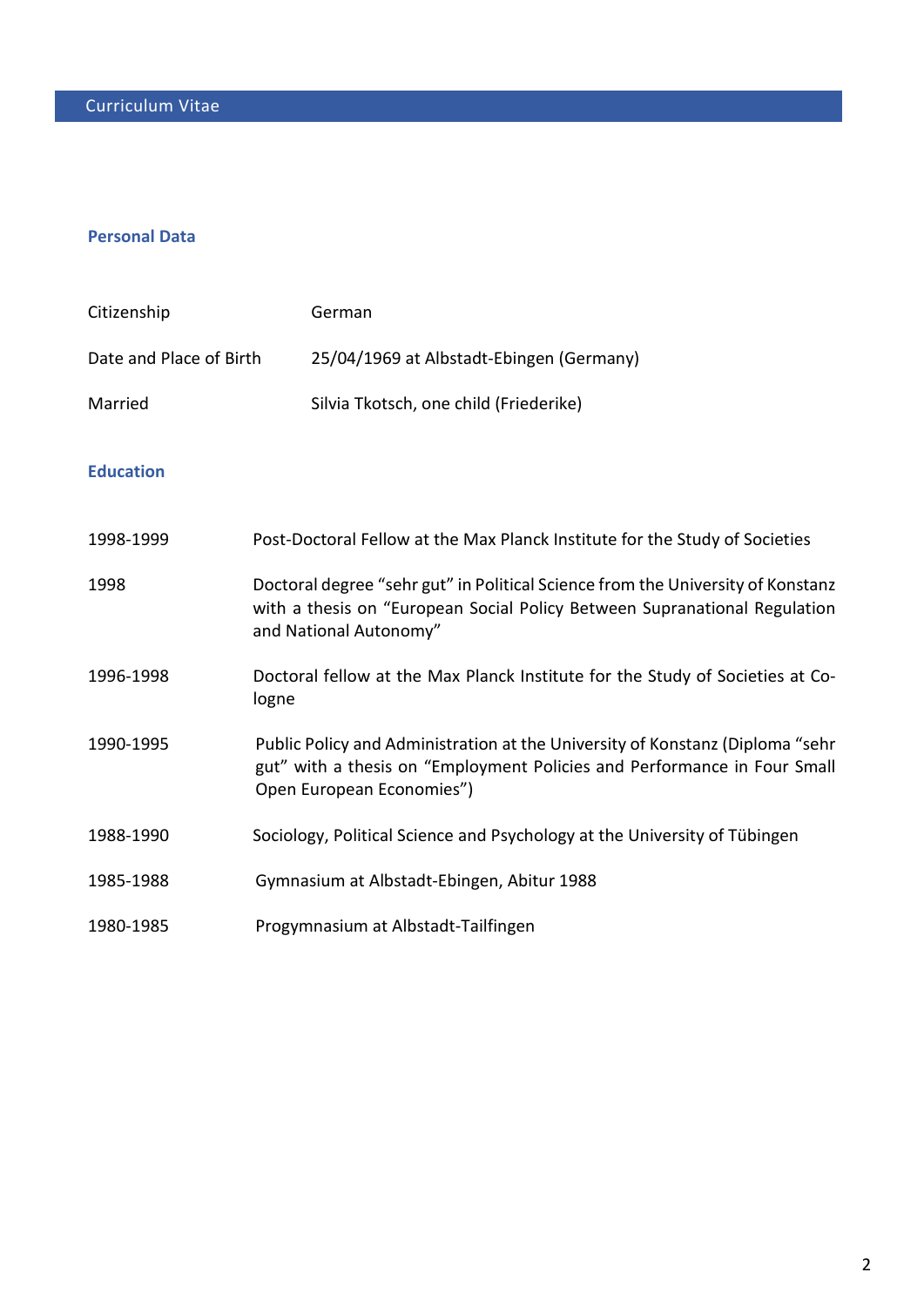# Curriculum Vitae

## Personal Data

| | |
|---|---|
| Citizenship | German |
| Date and Place of Birth | 25/04/1969 at Albstadt-Ebingen (Germany) |
| Married | Silvia Tkotsch, one child (Friederike) |

## Education

| | |
|---|---|
| 1998-1999 | Post-Doctoral Fellow at the Max Planck Institute for the Study of Societies |
| 1998 | Doctoral degree "sehr gut" in Political Science from the University of Konstanz with a thesis on "European Social Policy Between Supranational Regulation and National Autonomy" |
| 1996-1998 | Doctoral fellow at the Max Planck Institute for the Study of Societies at Cologne |
| 1990-1995 | Public Policy and Administration at the University of Konstanz (Diploma "sehr gut" with a thesis on "Employment Policies and Performance in Four Small Open European Economies") |
| 1988-1990 | Sociology, Political Science and Psychology at the University of Tübingen |
| 1985-1988 | Gymnasium at Albstadt-Ebingen, Abitur 1988 |
| 1980-1985 | Progymnasium at Albstadt-Tailfingen |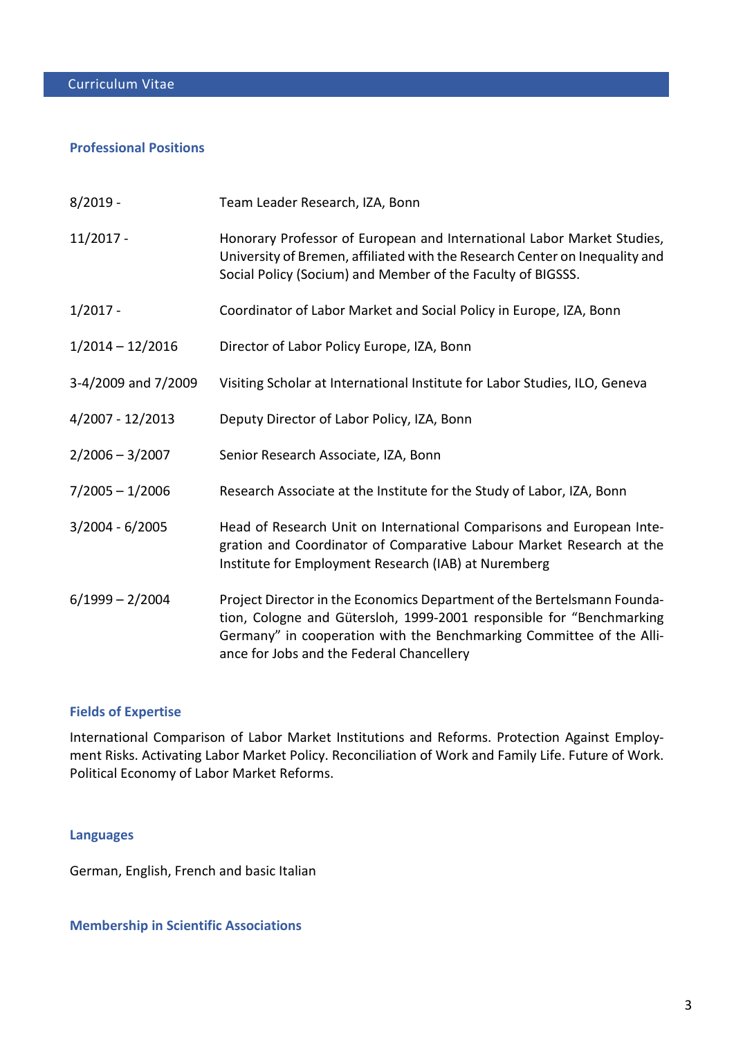# Curriculum Vitae

## Professional Positions

| | |
|---|---|
| 8/2019 - | Team Leader Research, IZA, Bonn |
| 11/2017 - | Honorary Professor of European and International Labor Market Studies, University of Bremen, affiliated with the Research Center on Inequality and Social Policy (Socium) and Member of the Faculty of BIGSSS. |
| 1/2017 - | Coordinator of Labor Market and Social Policy in Europe, IZA, Bonn |
| 1/2014 – 12/2016 | Director of Labor Policy Europe, IZA, Bonn |
| 3-4/2009 and 7/2009 | Visiting Scholar at International Institute for Labor Studies, ILO, Geneva |
| 4/2007 - 12/2013 | Deputy Director of Labor Policy, IZA, Bonn |
| 2/2006 – 3/2007 | Senior Research Associate, IZA, Bonn |
| 7/2005 – 1/2006 | Research Associate at the Institute for the Study of Labor, IZA, Bonn |
| 3/2004 - 6/2005 | Head of Research Unit on International Comparisons and European Integration and Coordinator of Comparative Labour Market Research at the Institute for Employment Research (IAB) at Nuremberg |
| 6/1999 – 2/2004 | Project Director in the Economics Department of the Bertelsmann Foundation, Cologne and Gütersloh, 1999-2001 responsible for "Benchmarking Germany" in cooperation with the Benchmarking Committee of the Alliance for Jobs and the Federal Chancellery |

## Fields of Expertise

International Comparison of Labor Market Institutions and Reforms. Protection Against Employment Risks. Activating Labor Market Policy. Reconciliation of Work and Family Life. Future of Work. Political Economy of Labor Market Reforms.

## Languages

German, English, French and basic Italian

## Membership in Scientific Associations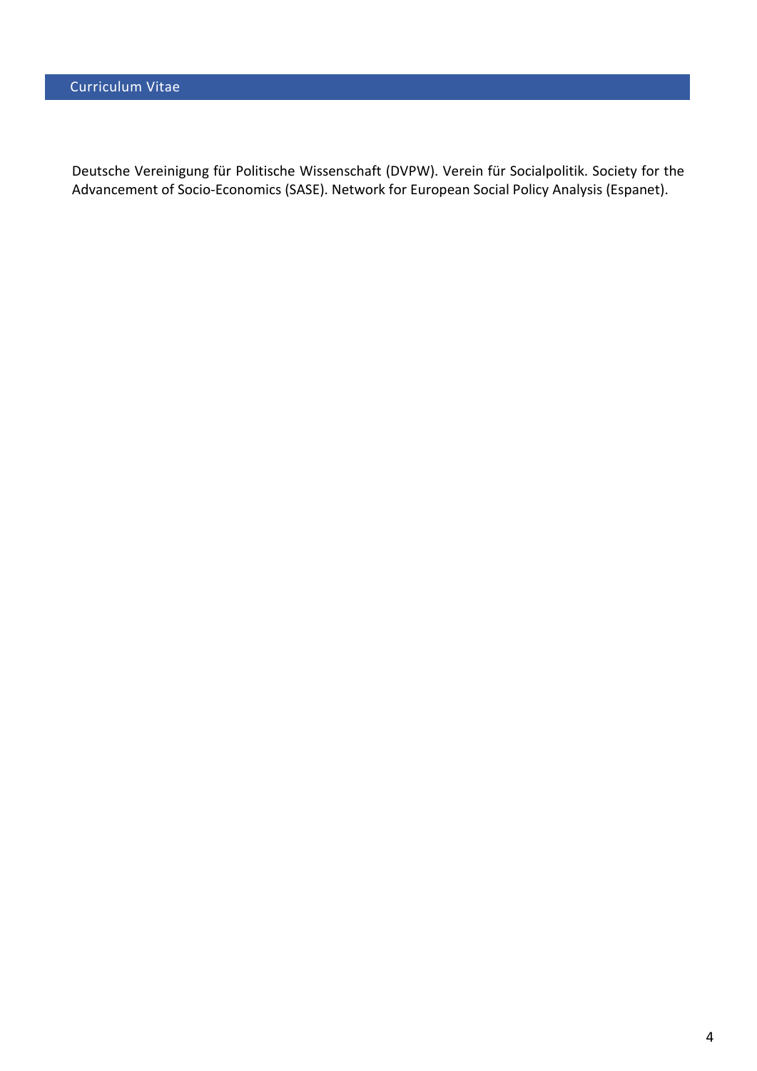Deutsche Vereinigung für Politische Wissenschaft (DVPW). Verein für Socialpolitik. Society for the Advancement of Socio-Economics (SASE). Network for European Social Policy Analysis (Espanet).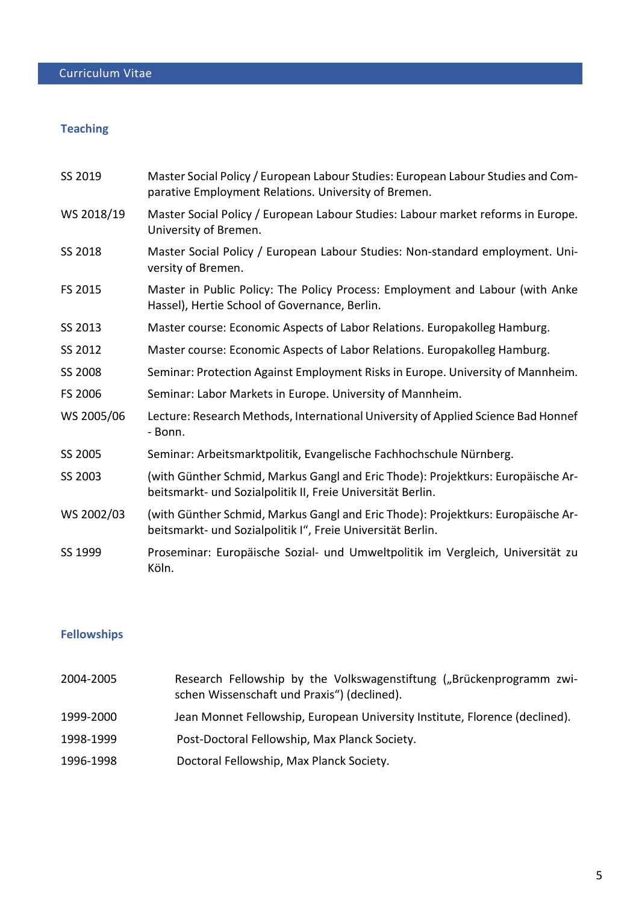## Teaching

| | |
|---|---|
| SS 2019 | Master Social Policy / European Labour Studies: European Labour Studies and Comparative Employment Relations. University of Bremen. |
| WS 2018/19 | Master Social Policy / European Labour Studies: Labour market reforms in Europe. University of Bremen. |
| SS 2018 | Master Social Policy / European Labour Studies: Non-standard employment. University of Bremen. |
| FS 2015 | Master in Public Policy: The Policy Process: Employment and Labour (with Anke Hassel), Hertie School of Governance, Berlin. |
| SS 2013 | Master course: Economic Aspects of Labor Relations. Europakolleg Hamburg. |
| SS 2012 | Master course: Economic Aspects of Labor Relations. Europakolleg Hamburg. |
| SS 2008 | Seminar: Protection Against Employment Risks in Europe. University of Mannheim. |
| FS 2006 | Seminar: Labor Markets in Europe. University of Mannheim. |
| WS 2005/06 | Lecture: Research Methods, International University of Applied Science Bad Honnef - Bonn. |
| SS 2005 | Seminar: Arbeitsmarktpolitik, Evangelische Fachhochschule Nürnberg. |
| SS 2003 | (with Günther Schmid, Markus Gangl and Eric Thode): Projektkurs: Europäische Arbeitsmarkt- und Sozialpolitik II, Freie Universität Berlin. |
| WS 2002/03 | (with Günther Schmid, Markus Gangl and Eric Thode): Projektkurs: Europäische Arbeitsmarkt- und Sozialpolitik I", Freie Universität Berlin. |
| SS 1999 | Proseminar: Europäische Sozial- und Umweltpolitik im Vergleich, Universität zu Köln. |

## Fellowships

| | |
|---|---|
| 2004-2005 | Research Fellowship by the Volkswagenstiftung („Brückenprogramm zwischen Wissenschaft und Praxis") (declined). |
| 1999-2000 | Jean Monnet Fellowship, European University Institute, Florence (declined). |
| 1998-1999 | Post-Doctoral Fellowship, Max Planck Society. |
| 1996-1998 | Doctoral Fellowship, Max Planck Society. |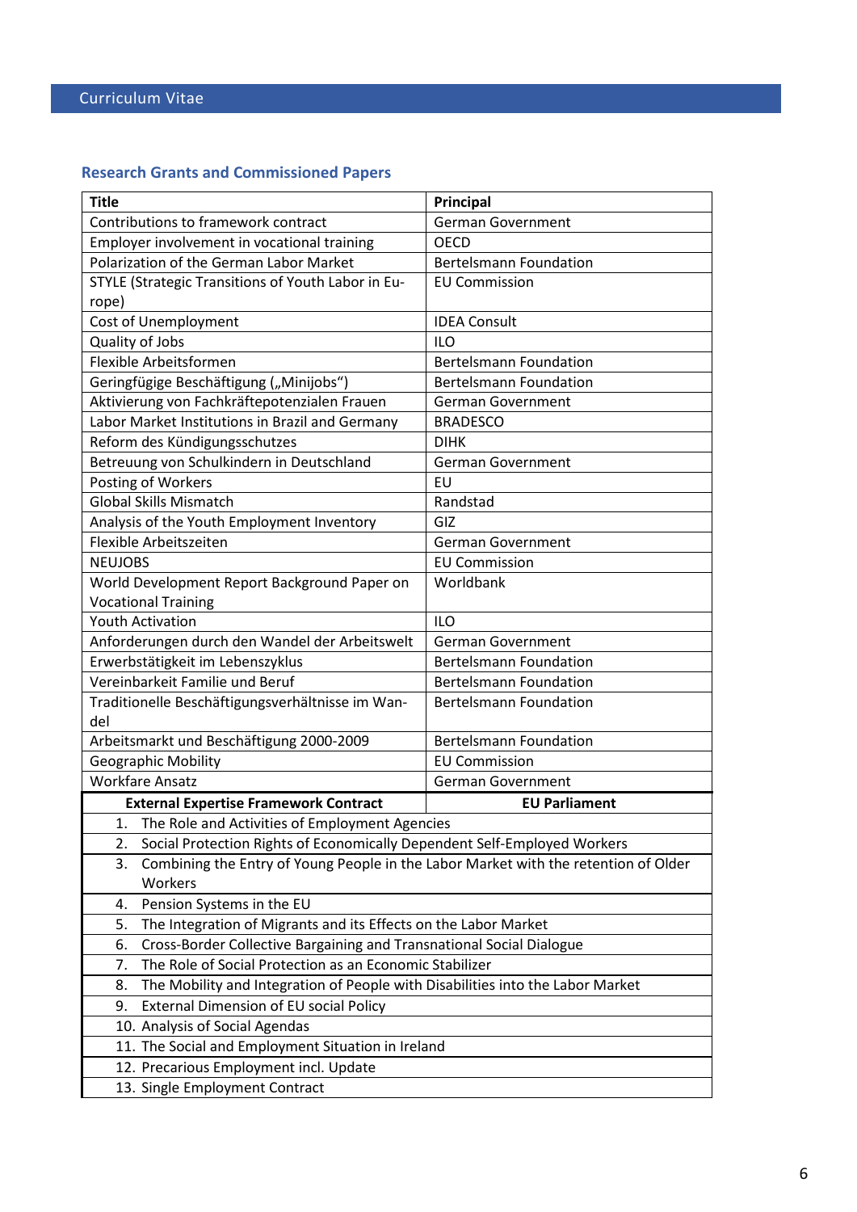Curriculum Vitae

## Research Grants and Commissioned Papers

| Title | Principal |
|---|---|
| Contributions to framework contract | German Government |
| Employer involvement in vocational training | OECD |
| Polarization of the German Labor Market | Bertelsmann Foundation |
| STYLE (Strategic Transitions of Youth Labor in Europe) | EU Commission |
| Cost of Unemployment | IDEA Consult |
| Quality of Jobs | ILO |
| Flexible Arbeitsformen | Bertelsmann Foundation |
| Geringfügige Beschäftigung („Minijobs“) | Bertelsmann Foundation |
| Aktivierung von Fachkräftepotenzialen Frauen | German Government |
| Labor Market Institutions in Brazil and Germany | BRADESCO |
| Reform des Kündigungsschutzes | DIHK |
| Betreuung von Schulkindern in Deutschland | German Government |
| Posting of Workers | EU |
| Global Skills Mismatch | Randstad |
| Analysis of the Youth Employment Inventory | GIZ |
| Flexible Arbeitszeiten | German Government |
| NEUJOBS | EU Commission |
| World Development Report Background Paper on Vocational Training | Worldbank |
| Youth Activation | ILO |
| Anforderungen durch den Wandel der Arbeitswelt | German Government |
| Erwerbstätigkeit im Lebenszyklus | Bertelsmann Foundation |
| Vereinbarkeit Familie und Beruf | Bertelsmann Foundation |
| Traditionelle Beschäftigungsverhältnisse im Wandel | Bertelsmann Foundation |
| Arbeitsmarkt und Beschäftigung 2000-2009 | Bertelsmann Foundation |
| Geographic Mobility | EU Commission |
| Workfare Ansatz | German Government |
| **External Expertise Framework Contract** | **EU Parliament** |
| 1. The Role and Activities of Employment Agencies | |
| 2. Social Protection Rights of Economically Dependent Self-Employed Workers | |
| 3. Combining the Entry of Young People in the Labor Market with the retention of Older Workers | |
| 4. Pension Systems in the EU | |
| 5. The Integration of Migrants and its Effects on the Labor Market | |
| 6. Cross-Border Collective Bargaining and Transnational Social Dialogue | |
| 7. The Role of Social Protection as an Economic Stabilizer | |
| 8. The Mobility and Integration of People with Disabilities into the Labor Market | |
| 9. External Dimension of EU social Policy | |
| 10. Analysis of Social Agendas | |
| 11. The Social and Employment Situation in Ireland | |
| 12. Precarious Employment incl. Update | |
| 13. Single Employment Contract | |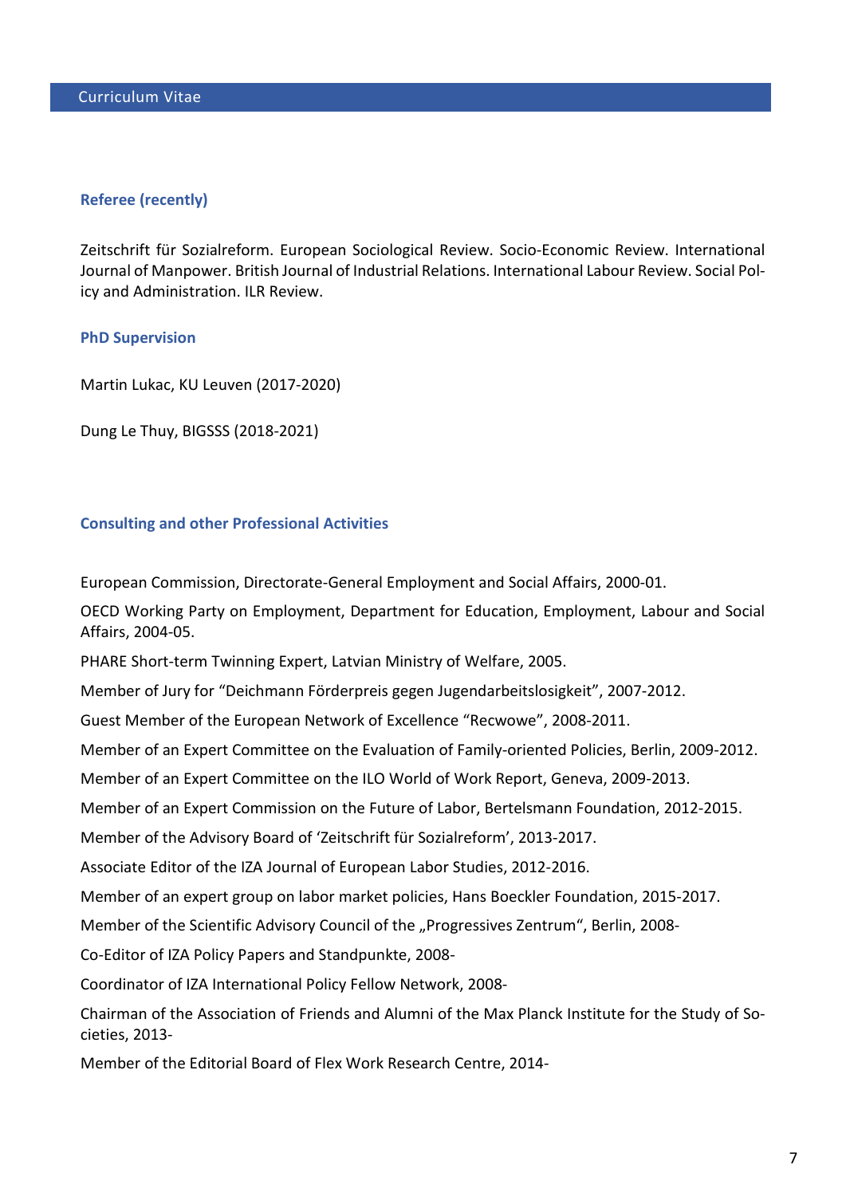## Referee (recently)

Zeitschrift für Sozialreform. European Sociological Review. Socio-Economic Review. International Journal of Manpower. British Journal of Industrial Relations. International Labour Review. Social Policy and Administration. ILR Review.

## PhD Supervision

Martin Lukac, KU Leuven (2017-2020)

Dung Le Thuy, BIGSSS (2018-2021)

## Consulting and other Professional Activities

European Commission, Directorate-General Employment and Social Affairs, 2000-01.

OECD Working Party on Employment, Department for Education, Employment, Labour and Social Affairs, 2004-05.

PHARE Short-term Twinning Expert, Latvian Ministry of Welfare, 2005.

Member of Jury for "Deichmann Förderpreis gegen Jugendarbeitslosigkeit", 2007-2012.

Guest Member of the European Network of Excellence "Recwowe", 2008-2011.

Member of an Expert Committee on the Evaluation of Family-oriented Policies, Berlin, 2009-2012.

Member of an Expert Committee on the ILO World of Work Report, Geneva, 2009-2013.

Member of an Expert Commission on the Future of Labor, Bertelsmann Foundation, 2012-2015.

Member of the Advisory Board of 'Zeitschrift für Sozialreform', 2013-2017.

Associate Editor of the IZA Journal of European Labor Studies, 2012-2016.

Member of an expert group on labor market policies, Hans Boeckler Foundation, 2015-2017.

Member of the Scientific Advisory Council of the „Progressives Zentrum", Berlin, 2008-

Co-Editor of IZA Policy Papers and Standpunkte, 2008-

Coordinator of IZA International Policy Fellow Network, 2008-

Chairman of the Association of Friends and Alumni of the Max Planck Institute for the Study of Societies, 2013-

Member of the Editorial Board of Flex Work Research Centre, 2014-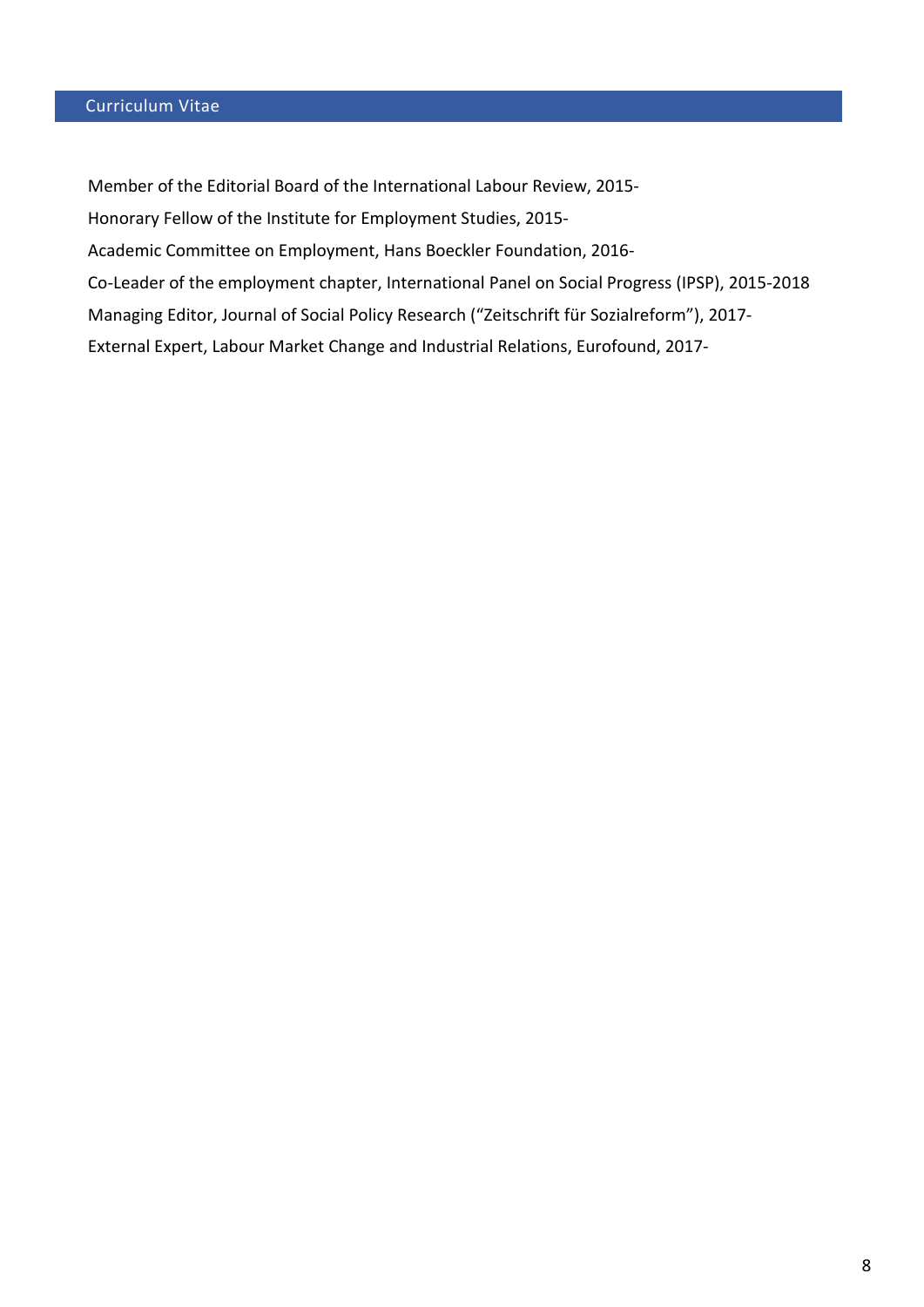Member of the Editorial Board of the International Labour Review, 2015-

Honorary Fellow of the Institute for Employment Studies, 2015-

Academic Committee on Employment, Hans Boeckler Foundation, 2016-

Co-Leader of the employment chapter, International Panel on Social Progress (IPSP), 2015-2018

Managing Editor, Journal of Social Policy Research (“Zeitschrift für Sozialreform”), 2017-

External Expert, Labour Market Change and Industrial Relations, Eurofound, 2017-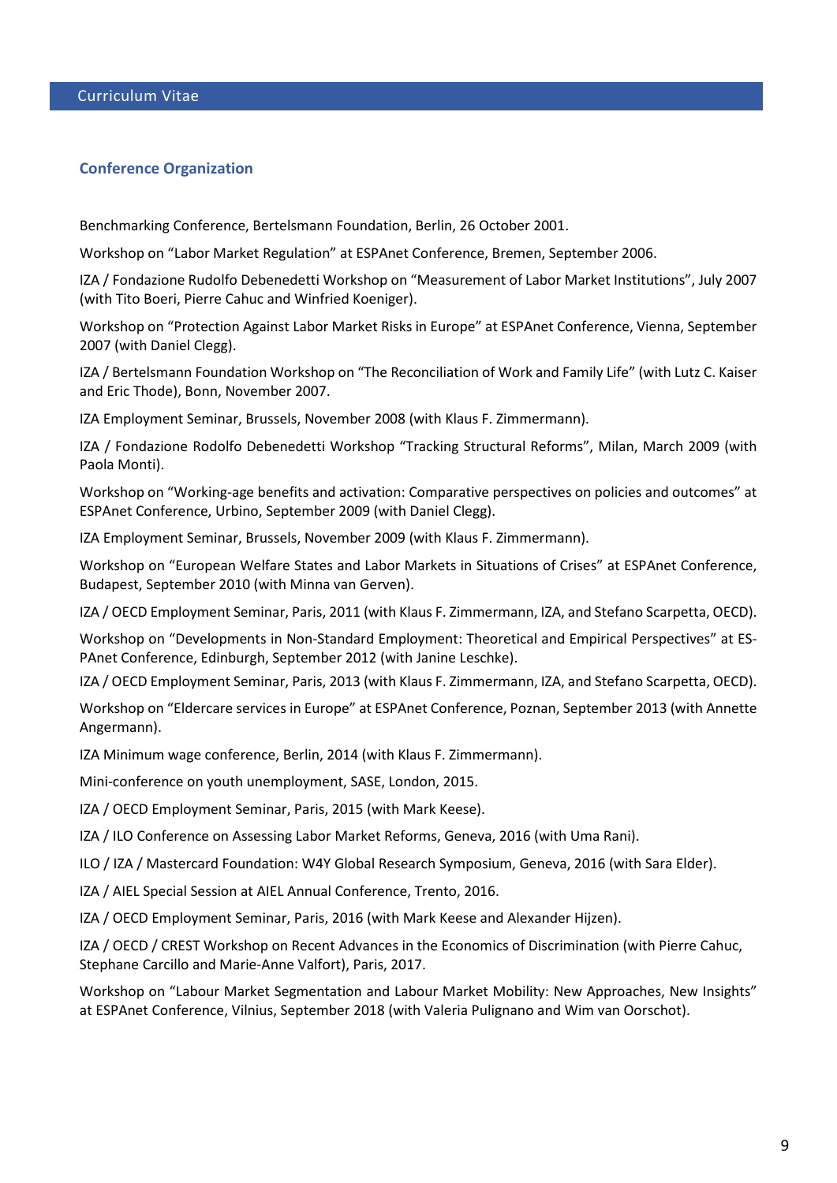## Conference Organization

Benchmarking Conference, Bertelsmann Foundation, Berlin, 26 October 2001.

Workshop on “Labor Market Regulation” at ESPAnet Conference, Bremen, September 2006.

IZA / Fondazione Rudolfo Debenedetti Workshop on “Measurement of Labor Market Institutions”, July 2007 (with Tito Boeri, Pierre Cahuc and Winfried Koeniger).

Workshop on “Protection Against Labor Market Risks in Europe” at ESPAnet Conference, Vienna, September 2007 (with Daniel Clegg).

IZA / Bertelsmann Foundation Workshop on “The Reconciliation of Work and Family Life” (with Lutz C. Kaiser and Eric Thode), Bonn, November 2007.

IZA Employment Seminar, Brussels, November 2008 (with Klaus F. Zimmermann).

IZA / Fondazione Rodolfo Debenedetti Workshop “Tracking Structural Reforms”, Milan, March 2009 (with Paola Monti).

Workshop on “Working-age benefits and activation: Comparative perspectives on policies and outcomes” at ESPAnet Conference, Urbino, September 2009 (with Daniel Clegg).

IZA Employment Seminar, Brussels, November 2009 (with Klaus F. Zimmermann).

Workshop on “European Welfare States and Labor Markets in Situations of Crises” at ESPAnet Conference, Budapest, September 2010 (with Minna van Gerven).

IZA / OECD Employment Seminar, Paris, 2011 (with Klaus F. Zimmermann, IZA, and Stefano Scarpetta, OECD).

Workshop on “Developments in Non-Standard Employment: Theoretical and Empirical Perspectives” at ES-PAnet Conference, Edinburgh, September 2012 (with Janine Leschke).

IZA / OECD Employment Seminar, Paris, 2013 (with Klaus F. Zimmermann, IZA, and Stefano Scarpetta, OECD).

Workshop on “Eldercare services in Europe” at ESPAnet Conference, Poznan, September 2013 (with Annette Angermann).

IZA Minimum wage conference, Berlin, 2014 (with Klaus F. Zimmermann).

Mini-conference on youth unemployment, SASE, London, 2015.

IZA / OECD Employment Seminar, Paris, 2015 (with Mark Keese).

IZA / ILO Conference on Assessing Labor Market Reforms, Geneva, 2016 (with Uma Rani).

ILO / IZA / Mastercard Foundation: W4Y Global Research Symposium, Geneva, 2016 (with Sara Elder).

IZA / AIEL Special Session at AIEL Annual Conference, Trento, 2016.

IZA / OECD Employment Seminar, Paris, 2016 (with Mark Keese and Alexander Hijzen).

IZA / OECD / CREST Workshop on Recent Advances in the Economics of Discrimination (with Pierre Cahuc, Stephane Carcillo and Marie-Anne Valfort), Paris, 2017.

Workshop on “Labour Market Segmentation and Labour Market Mobility: New Approaches, New Insights” at ESPAnet Conference, Vilnius, September 2018 (with Valeria Pulignano and Wim van Oorschot).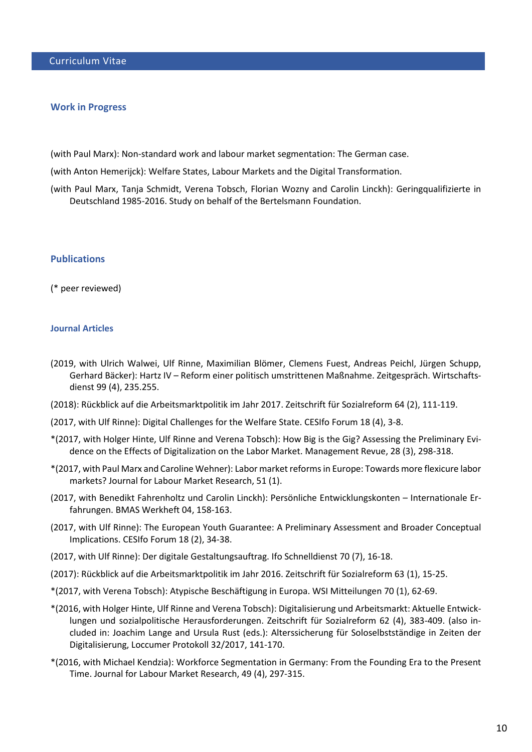Curriculum Vitae

## Work in Progress

(with Paul Marx): Non-standard work and labour market segmentation: The German case.

(with Anton Hemerijck): Welfare States, Labour Markets and the Digital Transformation.

(with Paul Marx, Tanja Schmidt, Verena Tobsch, Florian Wozny and Carolin Linckh): Geringqualifizierte in Deutschland 1985-2016. Study on behalf of the Bertelsmann Foundation.

## Publications

(* peer reviewed)

### Journal Articles

(2019, with Ulrich Walwei, Ulf Rinne, Maximilian Blömer, Clemens Fuest, Andreas Peichl, Jürgen Schupp, Gerhard Bäcker): Hartz IV – Reform einer politisch umstrittenen Maßnahme. Zeitgespräch. Wirtschaftsdienst 99 (4), 235.255.

(2018): Rückblick auf die Arbeitsmarktpolitik im Jahr 2017. Zeitschrift für Sozialreform 64 (2), 111-119.

(2017, with Ulf Rinne): Digital Challenges for the Welfare State. CESIfo Forum 18 (4), 3-8.

*(2017, with Holger Hinte, Ulf Rinne and Verena Tobsch): How Big is the Gig? Assessing the Preliminary Evidence on the Effects of Digitalization on the Labor Market. Management Revue, 28 (3), 298-318.

*(2017, with Paul Marx and Caroline Wehner): Labor market reforms in Europe: Towards more flexicure labor markets? Journal for Labour Market Research, 51 (1).

(2017, with Benedikt Fahrenholtz und Carolin Linckh): Persönliche Entwicklungskonten – Internationale Erfahrungen. BMAS Werkheft 04, 158-163.

(2017, with Ulf Rinne): The European Youth Guarantee: A Preliminary Assessment and Broader Conceptual Implications. CESIfo Forum 18 (2), 34-38.

(2017, with Ulf Rinne): Der digitale Gestaltungsauftrag. Ifo Schnelldienst 70 (7), 16-18.

(2017): Rückblick auf die Arbeitsmarktpolitik im Jahr 2016. Zeitschrift für Sozialreform 63 (1), 15-25.

*(2017, with Verena Tobsch): Atypische Beschäftigung in Europa. WSI Mitteilungen 70 (1), 62-69.

*(2016, with Holger Hinte, Ulf Rinne and Verena Tobsch): Digitalisierung und Arbeitsmarkt: Aktuelle Entwicklungen und sozialpolitische Herausforderungen. Zeitschrift für Sozialreform 62 (4), 383-409. (also included in: Joachim Lange and Ursula Rust (eds.): Alterssicherung für Soloselbstständige in Zeiten der Digitalisierung, Loccumer Protokoll 32/2017, 141-170.

*(2016, with Michael Kendzia): Workforce Segmentation in Germany: From the Founding Era to the Present Time. Journal for Labour Market Research, 49 (4), 297-315.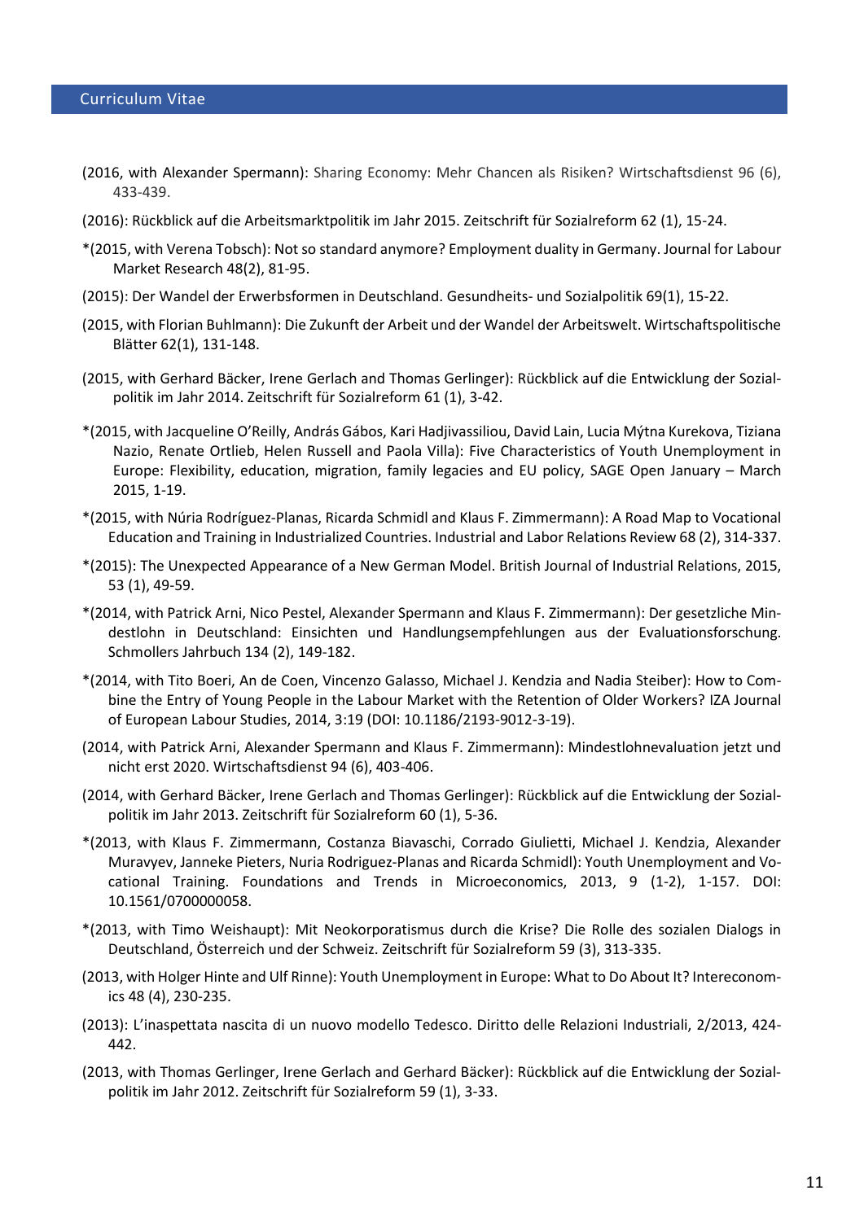(2016, with Alexander Spermann): Sharing Economy: Mehr Chancen als Risiken? Wirtschaftsdienst 96 (6), 433-439.

(2016): Rückblick auf die Arbeitsmarktpolitik im Jahr 2015. Zeitschrift für Sozialreform 62 (1), 15-24.

*(2015, with Verena Tobsch): Not so standard anymore? Employment duality in Germany. Journal for Labour Market Research 48(2), 81-95.

(2015): Der Wandel der Erwerbsformen in Deutschland. Gesundheits- und Sozialpolitik 69(1), 15-22.

(2015, with Florian Buhlmann): Die Zukunft der Arbeit und der Wandel der Arbeitswelt. Wirtschaftspolitische Blätter 62(1), 131-148.

(2015, with Gerhard Bäcker, Irene Gerlach and Thomas Gerlinger): Rückblick auf die Entwicklung der Sozialpolitik im Jahr 2014. Zeitschrift für Sozialreform 61 (1), 3-42.

*(2015, with Jacqueline O'Reilly, András Gábos, Kari Hadjivassiliou, David Lain, Lucia Mýtna Kurekova, Tiziana Nazio, Renate Ortlieb, Helen Russell and Paola Villa): Five Characteristics of Youth Unemployment in Europe: Flexibility, education, migration, family legacies and EU policy, SAGE Open January – March 2015, 1-19.

*(2015, with Núria Rodríguez-Planas, Ricarda Schmidl and Klaus F. Zimmermann): A Road Map to Vocational Education and Training in Industrialized Countries. Industrial and Labor Relations Review 68 (2), 314-337.

*(2015): The Unexpected Appearance of a New German Model. British Journal of Industrial Relations, 2015, 53 (1), 49-59.

*(2014, with Patrick Arni, Nico Pestel, Alexander Spermann and Klaus F. Zimmermann): Der gesetzliche Mindestlohn in Deutschland: Einsichten und Handlungsempfehlungen aus der Evaluationsforschung. Schmollers Jahrbuch 134 (2), 149-182.

*(2014, with Tito Boeri, An de Coen, Vincenzo Galasso, Michael J. Kendzia and Nadia Steiber): How to Combine the Entry of Young People in the Labour Market with the Retention of Older Workers? IZA Journal of European Labour Studies, 2014, 3:19 (DOI: 10.1186/2193-9012-3-19).

(2014, with Patrick Arni, Alexander Spermann and Klaus F. Zimmermann): Mindestlohnevaluation jetzt und nicht erst 2020. Wirtschaftsdienst 94 (6), 403-406.

(2014, with Gerhard Bäcker, Irene Gerlach and Thomas Gerlinger): Rückblick auf die Entwicklung der Sozialpolitik im Jahr 2013. Zeitschrift für Sozialreform 60 (1), 5-36.

*(2013, with Klaus F. Zimmermann, Costanza Biavaschi, Corrado Giulietti, Michael J. Kendzia, Alexander Muravyev, Janneke Pieters, Nuria Rodriguez-Planas and Ricarda Schmidl): Youth Unemployment and Vocational Training. Foundations and Trends in Microeconomics, 2013, 9 (1-2), 1-157. DOI: 10.1561/0700000058.

*(2013, with Timo Weishaupt): Mit Neokorporatismus durch die Krise? Die Rolle des sozialen Dialogs in Deutschland, Österreich und der Schweiz. Zeitschrift für Sozialreform 59 (3), 313-335.

(2013, with Holger Hinte and Ulf Rinne): Youth Unemployment in Europe: What to Do About It? Intereconomics 48 (4), 230-235.

(2013): L'inaspettata nascita di un nuovo modello Tedesco. Diritto delle Relazioni Industriali, 2/2013, 424-442.

(2013, with Thomas Gerlinger, Irene Gerlach and Gerhard Bäcker): Rückblick auf die Entwicklung der Sozialpolitik im Jahr 2012. Zeitschrift für Sozialreform 59 (1), 3-33.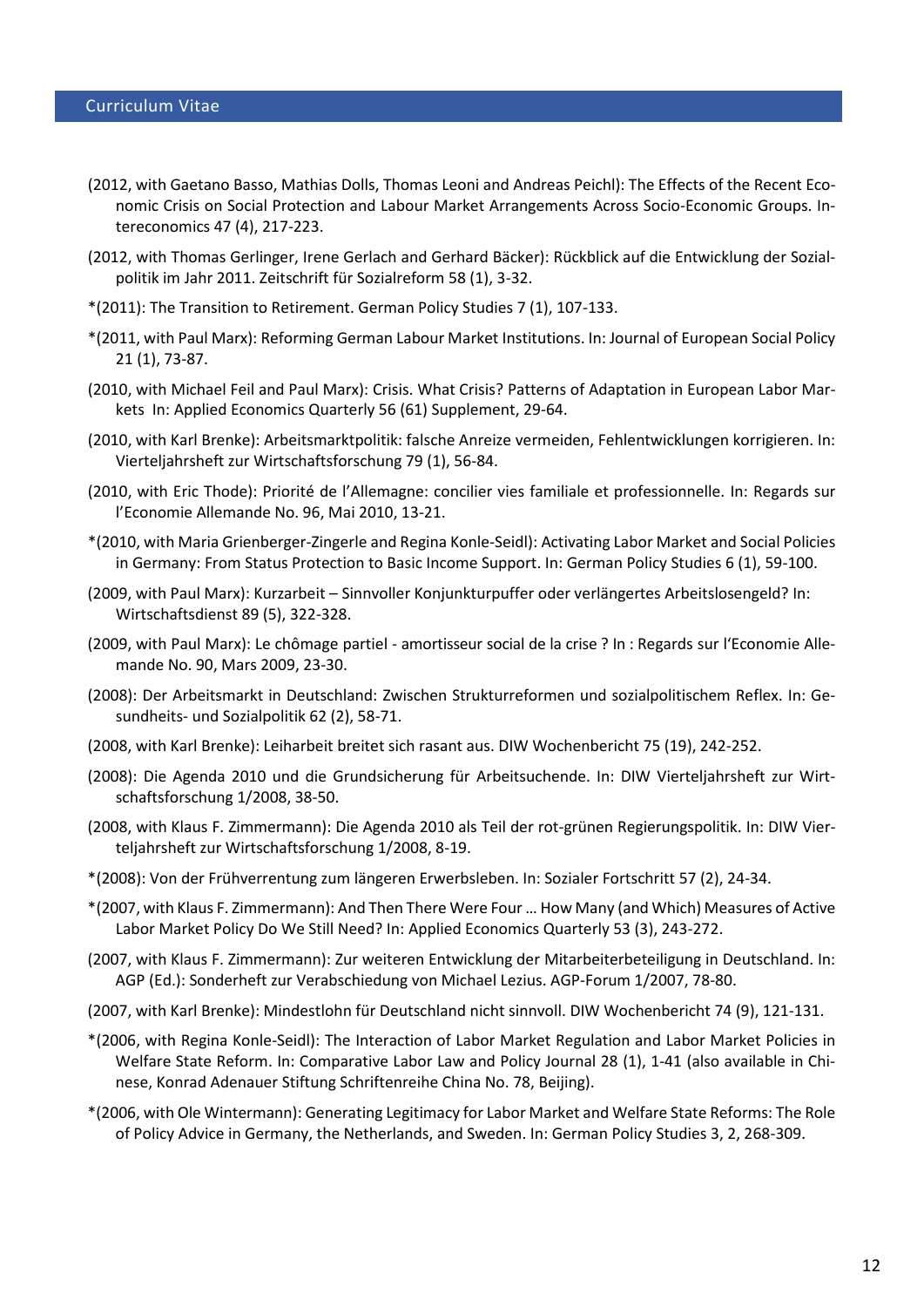(2012, with Gaetano Basso, Mathias Dolls, Thomas Leoni and Andreas Peichl): The Effects of the Recent Economic Crisis on Social Protection and Labour Market Arrangements Across Socio-Economic Groups. Intereconomics 47 (4), 217-223.

(2012, with Thomas Gerlinger, Irene Gerlach and Gerhard Bäcker): Rückblick auf die Entwicklung der Sozialpolitik im Jahr 2011. Zeitschrift für Sozialreform 58 (1), 3-32.

*(2011): The Transition to Retirement. German Policy Studies 7 (1), 107-133.

*(2011, with Paul Marx): Reforming German Labour Market Institutions. In: Journal of European Social Policy 21 (1), 73-87.

(2010, with Michael Feil and Paul Marx): Crisis. What Crisis? Patterns of Adaptation in European Labor Markets In: Applied Economics Quarterly 56 (61) Supplement, 29-64.

(2010, with Karl Brenke): Arbeitsmarktpolitik: falsche Anreize vermeiden, Fehlentwicklungen korrigieren. In: Vierteljahrsheft zur Wirtschaftsforschung 79 (1), 56-84.

(2010, with Eric Thode): Priorité de l'Allemagne: concilier vies familiale et professionnelle. In: Regards sur l'Economie Allemande No. 96, Mai 2010, 13-21.

*(2010, with Maria Grienberger-Zingerle and Regina Konle-Seidl): Activating Labor Market and Social Policies in Germany: From Status Protection to Basic Income Support. In: German Policy Studies 6 (1), 59-100.

(2009, with Paul Marx): Kurzarbeit – Sinnvoller Konjunkturpuffer oder verlängertes Arbeitslosengeld? In: Wirtschaftsdienst 89 (5), 322-328.

(2009, with Paul Marx): Le chômage partiel - amortisseur social de la crise ? In : Regards sur l'Economie Allemande No. 90, Mars 2009, 23-30.

(2008): Der Arbeitsmarkt in Deutschland: Zwischen Strukturreformen und sozialpolitischem Reflex. In: Gesundheits- und Sozialpolitik 62 (2), 58-71.

(2008, with Karl Brenke): Leiharbeit breitet sich rasant aus. DIW Wochenbericht 75 (19), 242-252.

(2008): Die Agenda 2010 und die Grundsicherung für Arbeitsuchende. In: DIW Vierteljahrsheft zur Wirtschaftsforschung 1/2008, 38-50.

(2008, with Klaus F. Zimmermann): Die Agenda 2010 als Teil der rot-grünen Regierungspolitik. In: DIW Vierteljahrsheft zur Wirtschaftsforschung 1/2008, 8-19.

*(2008): Von der Frühverrentung zum längeren Erwerbsleben. In: Sozialer Fortschritt 57 (2), 24-34.

*(2007, with Klaus F. Zimmermann): And Then There Were Four … How Many (and Which) Measures of Active Labor Market Policy Do We Still Need? In: Applied Economics Quarterly 53 (3), 243-272.

(2007, with Klaus F. Zimmermann): Zur weiteren Entwicklung der Mitarbeiterbeteiligung in Deutschland. In: AGP (Ed.): Sonderheft zur Verabschiedung von Michael Lezius. AGP-Forum 1/2007, 78-80.

(2007, with Karl Brenke): Mindestlohn für Deutschland nicht sinnvoll. DIW Wochenbericht 74 (9), 121-131.

*(2006, with Regina Konle-Seidl): The Interaction of Labor Market Regulation and Labor Market Policies in Welfare State Reform. In: Comparative Labor Law and Policy Journal 28 (1), 1-41 (also available in Chinese, Konrad Adenauer Stiftung Schriftenreihe China No. 78, Beijing).

*(2006, with Ole Wintermann): Generating Legitimacy for Labor Market and Welfare State Reforms: The Role of Policy Advice in Germany, the Netherlands, and Sweden. In: German Policy Studies 3, 2, 268-309.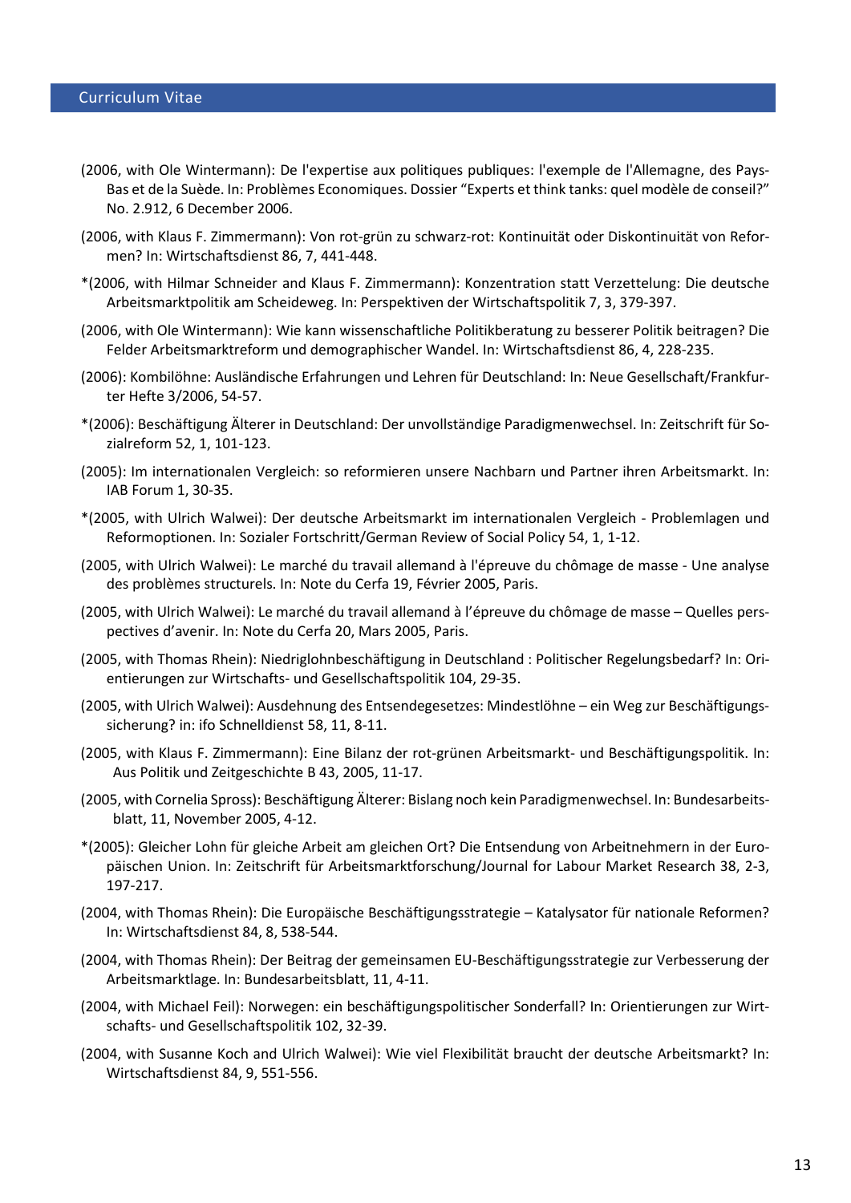(2006, with Ole Wintermann): De l'expertise aux politiques publiques: l'exemple de l'Allemagne, des Pays-Bas et de la Suède. In: Problèmes Economiques. Dossier "Experts et think tanks: quel modèle de conseil?" No. 2.912, 6 December 2006.

(2006, with Klaus F. Zimmermann): Von rot-grün zu schwarz-rot: Kontinuität oder Diskontinuität von Reformen? In: Wirtschaftsdienst 86, 7, 441-448.

*(2006, with Hilmar Schneider and Klaus F. Zimmermann): Konzentration statt Verzettelung: Die deutsche Arbeitsmarktpolitik am Scheideweg. In: Perspektiven der Wirtschaftspolitik 7, 3, 379-397.

(2006, with Ole Wintermann): Wie kann wissenschaftliche Politikberatung zu besserer Politik beitragen? Die Felder Arbeitsmarktreform und demographischer Wandel. In: Wirtschaftsdienst 86, 4, 228-235.

(2006): Kombilöhne: Ausländische Erfahrungen und Lehren für Deutschland: In: Neue Gesellschaft/Frankfurter Hefte 3/2006, 54-57.

*(2006): Beschäftigung Älterer in Deutschland: Der unvollständige Paradigmenwechsel. In: Zeitschrift für Sozialreform 52, 1, 101-123.

(2005): Im internationalen Vergleich: so reformieren unsere Nachbarn und Partner ihren Arbeitsmarkt. In: IAB Forum 1, 30-35.

*(2005, with Ulrich Walwei): Der deutsche Arbeitsmarkt im internationalen Vergleich - Problemlagen und Reformoptionen. In: Sozialer Fortschritt/German Review of Social Policy 54, 1, 1-12.

(2005, with Ulrich Walwei): Le marché du travail allemand à l'épreuve du chômage de masse - Une analyse des problèmes structurels. In: Note du Cerfa 19, Février 2005, Paris.

(2005, with Ulrich Walwei): Le marché du travail allemand à l'épreuve du chômage de masse – Quelles perspectives d'avenir. In: Note du Cerfa 20, Mars 2005, Paris.

(2005, with Thomas Rhein): Niedriglohnbeschäftigung in Deutschland : Politischer Regelungsbedarf? In: Orientierungen zur Wirtschafts- und Gesellschaftspolitik 104, 29-35.

(2005, with Ulrich Walwei): Ausdehnung des Entsendegesetzes: Mindestlöhne – ein Weg zur Beschäftigungssicherung? in: ifo Schnelldienst 58, 11, 8-11.

(2005, with Klaus F. Zimmermann): Eine Bilanz der rot-grünen Arbeitsmarkt- und Beschäftigungspolitik. In: Aus Politik und Zeitgeschichte B 43, 2005, 11-17.

(2005, with Cornelia Spross): Beschäftigung Älterer: Bislang noch kein Paradigmenwechsel. In: Bundesarbeitsblatt, 11, November 2005, 4-12.

*(2005): Gleicher Lohn für gleiche Arbeit am gleichen Ort? Die Entsendung von Arbeitnehmern in der Europäischen Union. In: Zeitschrift für Arbeitsmarktforschung/Journal for Labour Market Research 38, 2-3, 197-217.

(2004, with Thomas Rhein): Die Europäische Beschäftigungsstrategie – Katalysator für nationale Reformen? In: Wirtschaftsdienst 84, 8, 538-544.

(2004, with Thomas Rhein): Der Beitrag der gemeinsamen EU-Beschäftigungsstrategie zur Verbesserung der Arbeitsmarktlage. In: Bundesarbeitsblatt, 11, 4-11.

(2004, with Michael Feil): Norwegen: ein beschäftigungspolitischer Sonderfall? In: Orientierungen zur Wirtschafts- und Gesellschaftspolitik 102, 32-39.

(2004, with Susanne Koch and Ulrich Walwei): Wie viel Flexibilität braucht der deutsche Arbeitsmarkt? In: Wirtschaftsdienst 84, 9, 551-556.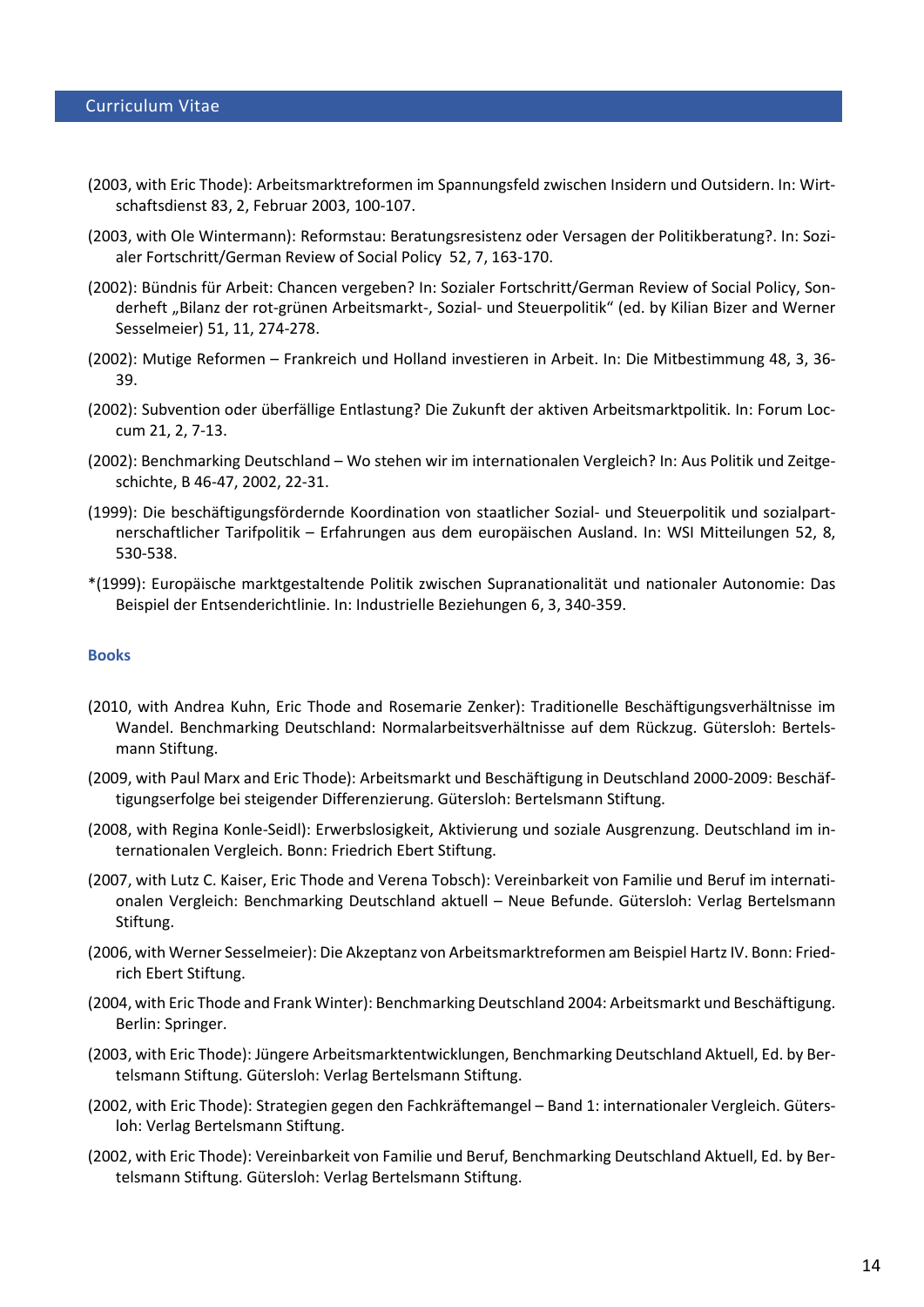(2003, with Eric Thode): Arbeitsmarktreformen im Spannungsfeld zwischen Insidern und Outsidern. In: Wirtschaftsdienst 83, 2, Februar 2003, 100-107.

(2003, with Ole Wintermann): Reformstau: Beratungsresistenz oder Versagen der Politikberatung?. In: Sozialer Fortschritt/German Review of Social Policy 52, 7, 163-170.

(2002): Bündnis für Arbeit: Chancen vergeben? In: Sozialer Fortschritt/German Review of Social Policy, Sonderheft „Bilanz der rot-grünen Arbeitsmarkt-, Sozial- und Steuerpolitik" (ed. by Kilian Bizer and Werner Sesselmeier) 51, 11, 274-278.

(2002): Mutige Reformen – Frankreich und Holland investieren in Arbeit. In: Die Mitbestimmung 48, 3, 36-39.

(2002): Subvention oder überfällige Entlastung? Die Zukunft der aktiven Arbeitsmarktpolitik. In: Forum Loccum 21, 2, 7-13.

(2002): Benchmarking Deutschland – Wo stehen wir im internationalen Vergleich? In: Aus Politik und Zeitgeschichte, B 46-47, 2002, 22-31.

(1999): Die beschäftigungsfördernde Koordination von staatlicher Sozial- und Steuerpolitik und sozialpartnerschaftlicher Tarifpolitik – Erfahrungen aus dem europäischen Ausland. In: WSI Mitteilungen 52, 8, 530-538.

*(1999): Europäische marktgestaltende Politik zwischen Supranationalität und nationaler Autonomie: Das Beispiel der Entsenderichtlinie. In: Industrielle Beziehungen 6, 3, 340-359.

### Books

(2010, with Andrea Kuhn, Eric Thode and Rosemarie Zenker): Traditionelle Beschäftigungsverhältnisse im Wandel. Benchmarking Deutschland: Normalarbeitsverhältnisse auf dem Rückzug. Gütersloh: Bertelsmann Stiftung.

(2009, with Paul Marx and Eric Thode): Arbeitsmarkt und Beschäftigung in Deutschland 2000-2009: Beschäftigungserfolge bei steigender Differenzierung. Gütersloh: Bertelsmann Stiftung.

(2008, with Regina Konle-Seidl): Erwerbslosigkeit, Aktivierung und soziale Ausgrenzung. Deutschland im internationalen Vergleich. Bonn: Friedrich Ebert Stiftung.

(2007, with Lutz C. Kaiser, Eric Thode and Verena Tobsch): Vereinbarkeit von Familie und Beruf im internationalen Vergleich: Benchmarking Deutschland aktuell – Neue Befunde. Gütersloh: Verlag Bertelsmann Stiftung.

(2006, with Werner Sesselmeier): Die Akzeptanz von Arbeitsmarktreformen am Beispiel Hartz IV. Bonn: Friedrich Ebert Stiftung.

(2004, with Eric Thode and Frank Winter): Benchmarking Deutschland 2004: Arbeitsmarkt und Beschäftigung. Berlin: Springer.

(2003, with Eric Thode): Jüngere Arbeitsmarktentwicklungen, Benchmarking Deutschland Aktuell, Ed. by Bertelsmann Stiftung. Gütersloh: Verlag Bertelsmann Stiftung.

(2002, with Eric Thode): Strategien gegen den Fachkräftemangel – Band 1: internationaler Vergleich. Gütersloh: Verlag Bertelsmann Stiftung.

(2002, with Eric Thode): Vereinbarkeit von Familie und Beruf, Benchmarking Deutschland Aktuell, Ed. by Bertelsmann Stiftung. Gütersloh: Verlag Bertelsmann Stiftung.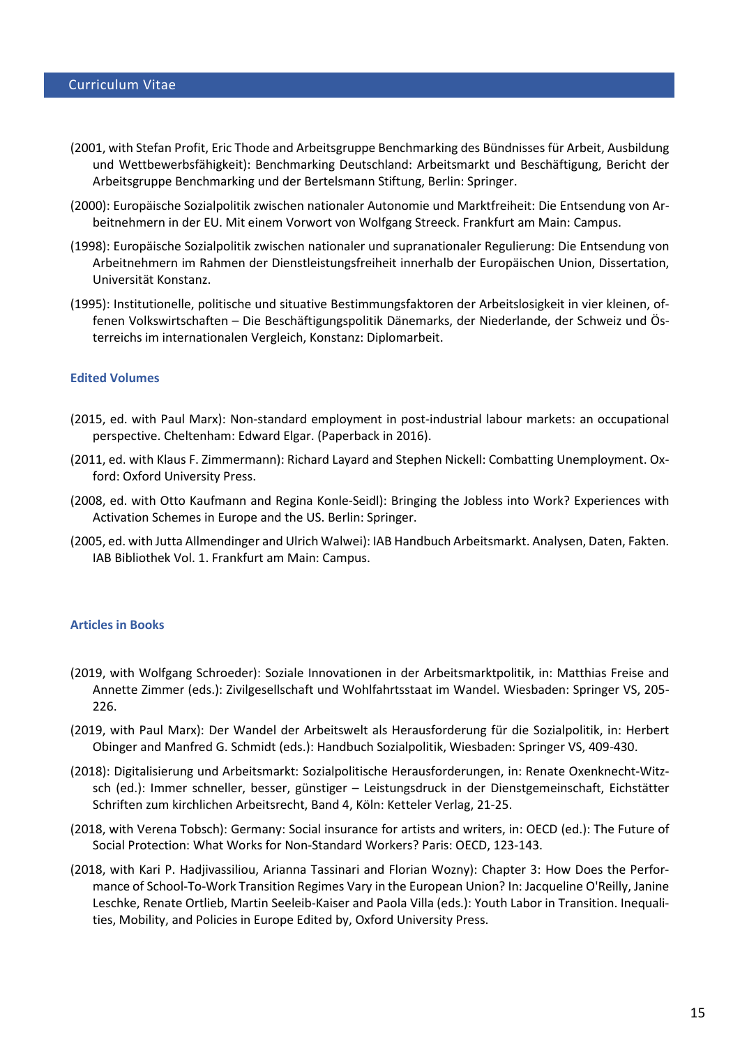(2001, with Stefan Profit, Eric Thode and Arbeitsgruppe Benchmarking des Bündnisses für Arbeit, Ausbildung und Wettbewerbsfähigkeit): Benchmarking Deutschland: Arbeitsmarkt und Beschäftigung, Bericht der Arbeitsgruppe Benchmarking und der Bertelsmann Stiftung, Berlin: Springer.

(2000): Europäische Sozialpolitik zwischen nationaler Autonomie und Marktfreiheit: Die Entsendung von Arbeitnehmern in der EU. Mit einem Vorwort von Wolfgang Streeck. Frankfurt am Main: Campus.

(1998): Europäische Sozialpolitik zwischen nationaler und supranationaler Regulierung: Die Entsendung von Arbeitnehmern im Rahmen der Dienstleistungsfreiheit innerhalb der Europäischen Union, Dissertation, Universität Konstanz.

(1995): Institutionelle, politische und situative Bestimmungsfaktoren der Arbeitslosigkeit in vier kleinen, offenen Volkswirtschaften – Die Beschäftigungspolitik Dänemarks, der Niederlande, der Schweiz und Österreichs im internationalen Vergleich, Konstanz: Diplomarbeit.

### Edited Volumes

(2015, ed. with Paul Marx): Non-standard employment in post-industrial labour markets: an occupational perspective. Cheltenham: Edward Elgar. (Paperback in 2016).

(2011, ed. with Klaus F. Zimmermann): Richard Layard and Stephen Nickell: Combatting Unemployment. Oxford: Oxford University Press.

(2008, ed. with Otto Kaufmann and Regina Konle-Seidl): Bringing the Jobless into Work? Experiences with Activation Schemes in Europe and the US. Berlin: Springer.

(2005, ed. with Jutta Allmendinger and Ulrich Walwei): IAB Handbuch Arbeitsmarkt. Analysen, Daten, Fakten. IAB Bibliothek Vol. 1. Frankfurt am Main: Campus.

### Articles in Books

(2019, with Wolfgang Schroeder): Soziale Innovationen in der Arbeitsmarktpolitik, in: Matthias Freise and Annette Zimmer (eds.): Zivilgesellschaft und Wohlfahrtsstaat im Wandel. Wiesbaden: Springer VS, 205-226.

(2019, with Paul Marx): Der Wandel der Arbeitswelt als Herausforderung für die Sozialpolitik, in: Herbert Obinger and Manfred G. Schmidt (eds.): Handbuch Sozialpolitik, Wiesbaden: Springer VS, 409-430.

(2018): Digitalisierung und Arbeitsmarkt: Sozialpolitische Herausforderungen, in: Renate Oxenknecht-Witzsch (ed.): Immer schneller, besser, günstiger – Leistungsdruck in der Dienstgemeinschaft, Eichstätter Schriften zum kirchlichen Arbeitsrecht, Band 4, Köln: Ketteler Verlag, 21-25.

(2018, with Verena Tobsch): Germany: Social insurance for artists and writers, in: OECD (ed.): The Future of Social Protection: What Works for Non-Standard Workers? Paris: OECD, 123-143.

(2018, with Kari P. Hadjivassiliou, Arianna Tassinari and Florian Wozny): Chapter 3: How Does the Performance of School-To-Work Transition Regimes Vary in the European Union? In: Jacqueline O'Reilly, Janine Leschke, Renate Ortlieb, Martin Seeleib-Kaiser and Paola Villa (eds.): Youth Labor in Transition. Inequalities, Mobility, and Policies in Europe Edited by, Oxford University Press.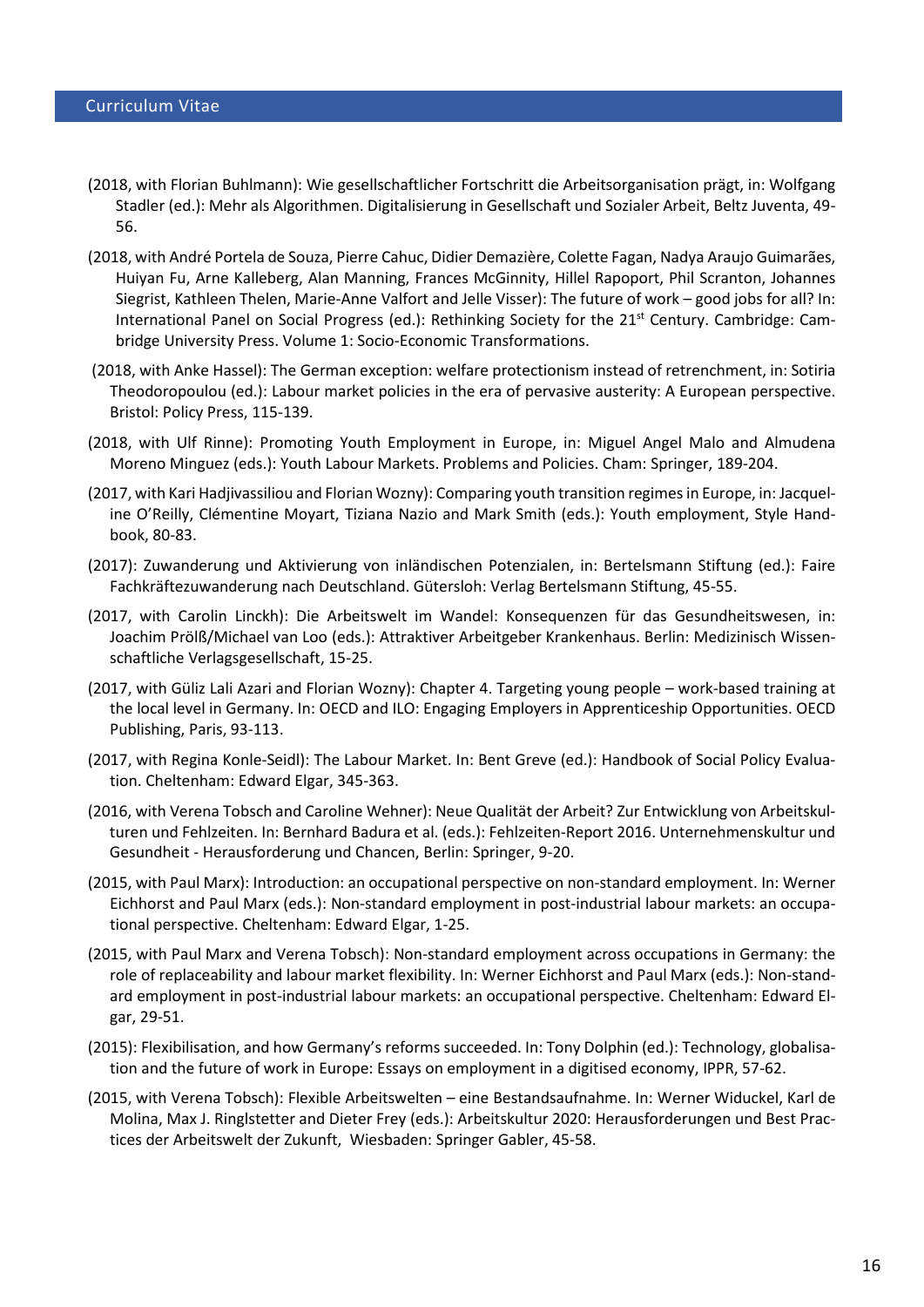- (2018, with Florian Buhlmann): Wie gesellschaftlicher Fortschritt die Arbeitsorganisation prägt, in: Wolfgang Stadler (ed.): Mehr als Algorithmen. Digitalisierung in Gesellschaft und Sozialer Arbeit, Beltz Juventa, 49-56.
- (2018, with André Portela de Souza, Pierre Cahuc, Didier Demazière, Colette Fagan, Nadya Araujo Guimarães, Huiyan Fu, Arne Kalleberg, Alan Manning, Frances McGinnity, Hillel Rapoport, Phil Scranton, Johannes Siegrist, Kathleen Thelen, Marie-Anne Valfort and Jelle Visser): The future of work – good jobs for all? In: International Panel on Social Progress (ed.): Rethinking Society for the 21st Century. Cambridge: Cambridge University Press. Volume 1: Socio-Economic Transformations.
- (2018, with Anke Hassel): The German exception: welfare protectionism instead of retrenchment, in: Sotiria Theodoropoulou (ed.): Labour market policies in the era of pervasive austerity: A European perspective. Bristol: Policy Press, 115-139.
- (2018, with Ulf Rinne): Promoting Youth Employment in Europe, in: Miguel Angel Malo and Almudena Moreno Minguez (eds.): Youth Labour Markets. Problems and Policies. Cham: Springer, 189-204.
- (2017, with Kari Hadjivassiliou and Florian Wozny): Comparing youth transition regimes in Europe, in: Jacqueline O'Reilly, Clémentine Moyart, Tiziana Nazio and Mark Smith (eds.): Youth employment, Style Handbook, 80-83.
- (2017): Zuwanderung und Aktivierung von inländischen Potenzialen, in: Bertelsmann Stiftung (ed.): Faire Fachkräftezuwanderung nach Deutschland. Gütersloh: Verlag Bertelsmann Stiftung, 45-55.
- (2017, with Carolin Linckh): Die Arbeitswelt im Wandel: Konsequenzen für das Gesundheitswesen, in: Joachim Prölß/Michael van Loo (eds.): Attraktiver Arbeitgeber Krankenhaus. Berlin: Medizinisch Wissenschaftliche Verlagsgesellschaft, 15-25.
- (2017, with Güliz Lali Azari and Florian Wozny): Chapter 4. Targeting young people – work-based training at the local level in Germany. In: OECD and ILO: Engaging Employers in Apprenticeship Opportunities. OECD Publishing, Paris, 93-113.
- (2017, with Regina Konle-Seidl): The Labour Market. In: Bent Greve (ed.): Handbook of Social Policy Evaluation. Cheltenham: Edward Elgar, 345-363.
- (2016, with Verena Tobsch and Caroline Wehner): Neue Qualität der Arbeit? Zur Entwicklung von Arbeitskulturen und Fehlzeiten. In: Bernhard Badura et al. (eds.): Fehlzeiten-Report 2016. Unternehmenskultur und Gesundheit - Herausforderung und Chancen, Berlin: Springer, 9-20.
- (2015, with Paul Marx): Introduction: an occupational perspective on non-standard employment. In: Werner Eichhorst and Paul Marx (eds.): Non-standard employment in post-industrial labour markets: an occupational perspective. Cheltenham: Edward Elgar, 1-25.
- (2015, with Paul Marx and Verena Tobsch): Non-standard employment across occupations in Germany: the role of replaceability and labour market flexibility. In: Werner Eichhorst and Paul Marx (eds.): Non-standard employment in post-industrial labour markets: an occupational perspective. Cheltenham: Edward Elgar, 29-51.
- (2015): Flexibilisation, and how Germany's reforms succeeded. In: Tony Dolphin (ed.): Technology, globalisation and the future of work in Europe: Essays on employment in a digitised economy, IPPR, 57-62.
- (2015, with Verena Tobsch): Flexible Arbeitswelten – eine Bestandsaufnahme. In: Werner Widuckel, Karl de Molina, Max J. Ringlstetter and Dieter Frey (eds.): Arbeitskultur 2020: Herausforderungen und Best Practices der Arbeitswelt der Zukunft, Wiesbaden: Springer Gabler, 45-58.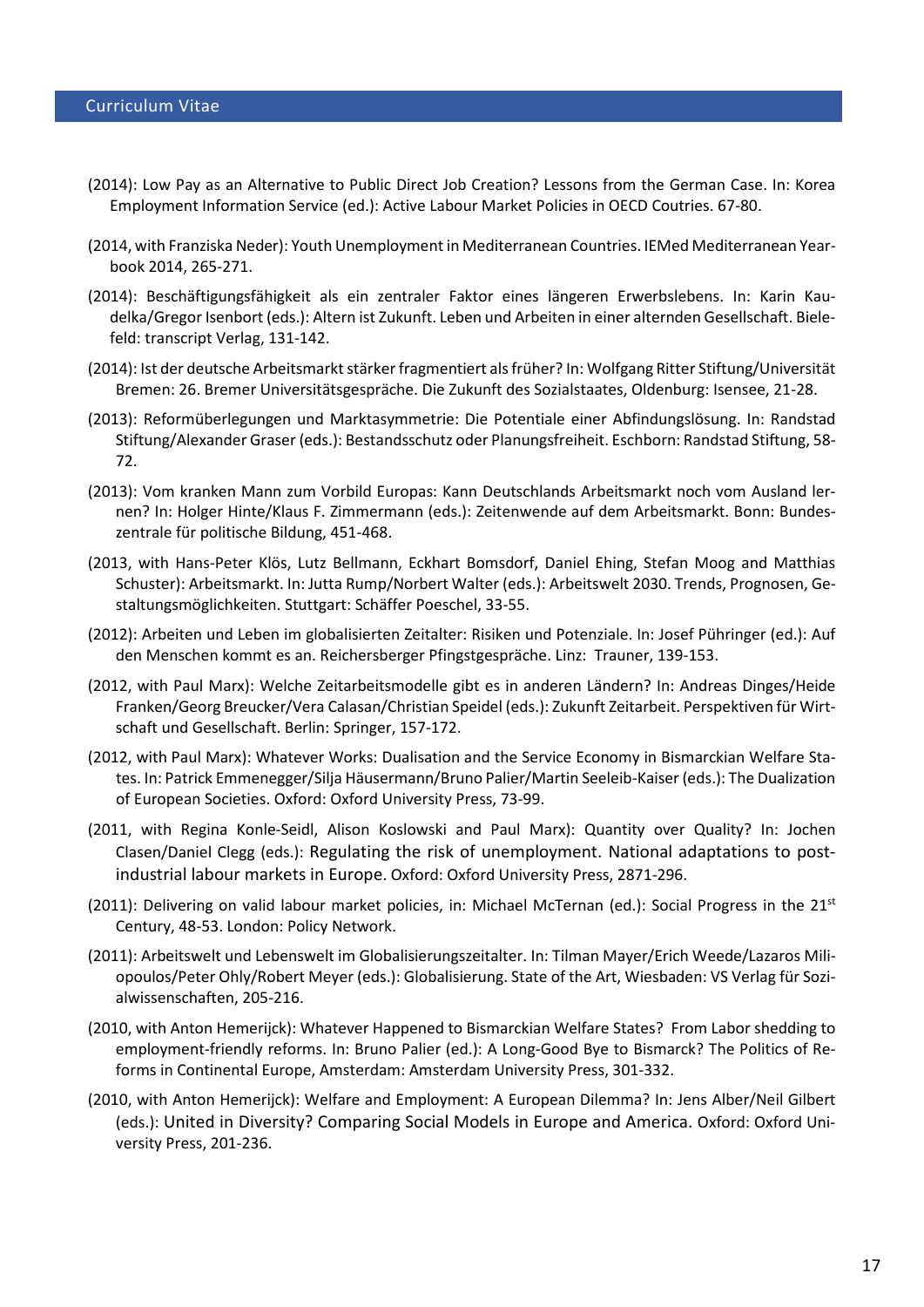(2014): Low Pay as an Alternative to Public Direct Job Creation? Lessons from the German Case. In: Korea Employment Information Service (ed.): Active Labour Market Policies in OECD Coutries. 67-80.

(2014, with Franziska Neder): Youth Unemployment in Mediterranean Countries. IEMed Mediterranean Yearbook 2014, 265-271.

(2014): Beschäftigungsfähigkeit als ein zentraler Faktor eines längeren Erwerbslebens. In: Karin Kaudelka/Gregor Isenbort (eds.): Altern ist Zukunft. Leben und Arbeiten in einer alternden Gesellschaft. Bielefeld: transcript Verlag, 131-142.

(2014): Ist der deutsche Arbeitsmarkt stärker fragmentiert als früher? In: Wolfgang Ritter Stiftung/Universität Bremen: 26. Bremer Universitätsgespräche. Die Zukunft des Sozialstaates, Oldenburg: Isensee, 21-28.

(2013): Reformüberlegungen und Marktasymmetrie: Die Potentiale einer Abfindungslösung. In: Randstad Stiftung/Alexander Graser (eds.): Bestandsschutz oder Planungsfreiheit. Eschborn: Randstad Stiftung, 58-72.

(2013): Vom kranken Mann zum Vorbild Europas: Kann Deutschlands Arbeitsmarkt noch vom Ausland lernen? In: Holger Hinte/Klaus F. Zimmermann (eds.): Zeitenwende auf dem Arbeitsmarkt. Bonn: Bundeszentrale für politische Bildung, 451-468.

(2013, with Hans-Peter Klös, Lutz Bellmann, Eckhart Bomsdorf, Daniel Ehing, Stefan Moog and Matthias Schuster): Arbeitsmarkt. In: Jutta Rump/Norbert Walter (eds.): Arbeitswelt 2030. Trends, Prognosen, Gestaltungsmöglichkeiten. Stuttgart: Schäffer Poeschel, 33-55.

(2012): Arbeiten und Leben im globalisierten Zeitalter: Risiken und Potenziale. In: Josef Pühringer (ed.): Auf den Menschen kommt es an. Reichersberger Pfingstgespräche. Linz: Trauner, 139-153.

(2012, with Paul Marx): Welche Zeitarbeitsmodelle gibt es in anderen Ländern? In: Andreas Dinges/Heide Franken/Georg Breucker/Vera Calasan/Christian Speidel (eds.): Zukunft Zeitarbeit. Perspektiven für Wirtschaft und Gesellschaft. Berlin: Springer, 157-172.

(2012, with Paul Marx): Whatever Works: Dualisation and the Service Economy in Bismarckian Welfare States. In: Patrick Emmenegger/Silja Häusermann/Bruno Palier/Martin Seeleib-Kaiser (eds.): The Dualization of European Societies. Oxford: Oxford University Press, 73-99.

(2011, with Regina Konle-Seidl, Alison Koslowski and Paul Marx): Quantity over Quality? In: Jochen Clasen/Daniel Clegg (eds.): Regulating the risk of unemployment. National adaptations to post-industrial labour markets in Europe. Oxford: Oxford University Press, 2871-296.

(2011): Delivering on valid labour market policies, in: Michael McTernan (ed.): Social Progress in the 21st Century, 48-53. London: Policy Network.

(2011): Arbeitswelt und Lebenswelt im Globalisierungszeitalter. In: Tilman Mayer/Erich Weede/Lazaros Miliopoulos/Peter Ohly/Robert Meyer (eds.): Globalisierung. State of the Art, Wiesbaden: VS Verlag für Sozialwissenschaften, 205-216.

(2010, with Anton Hemerijck): Whatever Happened to Bismarckian Welfare States? From Labor shedding to employment-friendly reforms. In: Bruno Palier (ed.): A Long-Good Bye to Bismarck? The Politics of Reforms in Continental Europe, Amsterdam: Amsterdam University Press, 301-332.

(2010, with Anton Hemerijck): Welfare and Employment: A European Dilemma? In: Jens Alber/Neil Gilbert (eds.): United in Diversity? Comparing Social Models in Europe and America. Oxford: Oxford University Press, 201-236.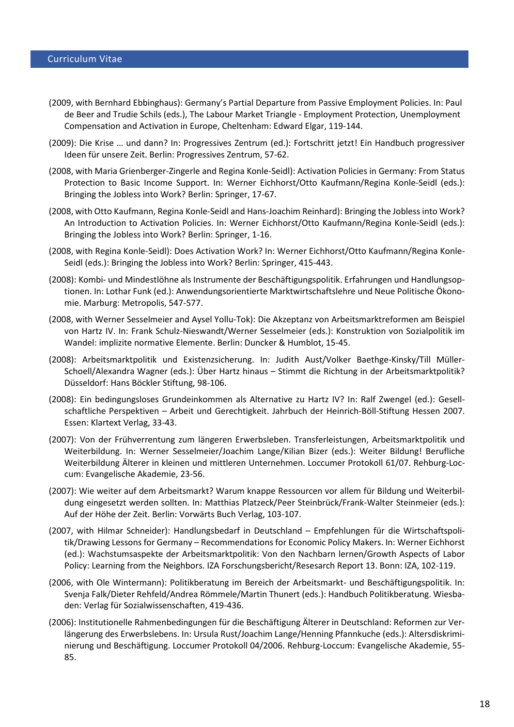(2009, with Bernhard Ebbinghaus): Germany's Partial Departure from Passive Employment Policies. In: Paul de Beer and Trudie Schils (eds.), The Labour Market Triangle - Employment Protection, Unemployment Compensation and Activation in Europe, Cheltenham: Edward Elgar, 119-144.

(2009): Die Krise … und dann? In: Progressives Zentrum (ed.): Fortschritt jetzt! Ein Handbuch progressiver Ideen für unsere Zeit. Berlin: Progressives Zentrum, 57-62.

(2008, with Maria Grienberger-Zingerle and Regina Konle-Seidl): Activation Policies in Germany: From Status Protection to Basic Income Support. In: Werner Eichhorst/Otto Kaufmann/Regina Konle-Seidl (eds.): Bringing the Jobless into Work? Berlin: Springer, 17-67.

(2008, with Otto Kaufmann, Regina Konle-Seidl and Hans-Joachim Reinhard): Bringing the Jobless into Work? An Introduction to Activation Policies. In: Werner Eichhorst/Otto Kaufmann/Regina Konle-Seidl (eds.): Bringing the Jobless into Work? Berlin: Springer, 1-16.

(2008, with Regina Konle-Seidl): Does Activation Work? In: Werner Eichhorst/Otto Kaufmann/Regina Konle-Seidl (eds.): Bringing the Jobless into Work? Berlin: Springer, 415-443.

(2008): Kombi- und Mindestlöhne als Instrumente der Beschäftigungspolitik. Erfahrungen und Handlungsoptionen. In: Lothar Funk (ed.): Anwendungsorientierte Marktwirtschaftslehre und Neue Politische Ökonomie. Marburg: Metropolis, 547-577.

(2008, with Werner Sesselmeier and Aysel Yollu-Tok): Die Akzeptanz von Arbeitsmarktreformen am Beispiel von Hartz IV. In: Frank Schulz-Nieswandt/Werner Sesselmeier (eds.): Konstruktion von Sozialpolitik im Wandel: implizite normative Elemente. Berlin: Duncker & Humblot, 15-45.

(2008): Arbeitsmarktpolitik und Existenzsicherung. In: Judith Aust/Volker Baethge-Kinsky/Till Müller-Schoell/Alexandra Wagner (eds.): Über Hartz hinaus – Stimmt die Richtung in der Arbeitsmarktpolitik? Düsseldorf: Hans Böckler Stiftung, 98-106.

(2008): Ein bedingungsloses Grundeinkommen als Alternative zu Hartz IV? In: Ralf Zwengel (ed.): Gesellschaftliche Perspektiven – Arbeit und Gerechtigkeit. Jahrbuch der Heinrich-Böll-Stiftung Hessen 2007. Essen: Klartext Verlag, 33-43.

(2007): Von der Frühverrentung zum längeren Erwerbsleben. Transferleistungen, Arbeitsmarktpolitik und Weiterbildung. In: Werner Sesselmeier/Joachim Lange/Kilian Bizer (eds.): Weiter Bildung! Berufliche Weiterbildung Älterer in kleinen und mittleren Unternehmen. Loccumer Protokoll 61/07. Rehburg-Loccum: Evangelische Akademie, 23-56.

(2007): Wie weiter auf dem Arbeitsmarkt? Warum knappe Ressourcen vor allem für Bildung und Weiterbildung eingesetzt werden sollten. In: Matthias Platzeck/Peer Steinbrück/Frank-Walter Steinmeier (eds.): Auf der Höhe der Zeit. Berlin: Vorwärts Buch Verlag, 103-107.

(2007, with Hilmar Schneider): Handlungsbedarf in Deutschland – Empfehlungen für die Wirtschaftspolitik/Drawing Lessons for Germany – Recommendations for Economic Policy Makers. In: Werner Eichhorst (ed.): Wachstumsaspekte der Arbeitsmarktpolitik: Von den Nachbarn lernen/Growth Aspects of Labor Policy: Learning from the Neighbors. IZA Forschungsbericht/Resesarch Report 13. Bonn: IZA, 102-119.

(2006, with Ole Wintermann): Politikberatung im Bereich der Arbeitsmarkt- und Beschäftigungspolitik. In: Svenja Falk/Dieter Rehfeld/Andrea Römmele/Martin Thunert (eds.): Handbuch Politikberatung. Wiesbaden: Verlag für Sozialwissenschaften, 419-436.

(2006): Institutionelle Rahmenbedingungen für die Beschäftigung Älterer in Deutschland: Reformen zur Verlängerung des Erwerbslebens. In: Ursula Rust/Joachim Lange/Henning Pfannkuche (eds.): Altersdiskriminierung und Beschäftigung. Loccumer Protokoll 04/2006. Rehburg-Loccum: Evangelische Akademie, 55-85.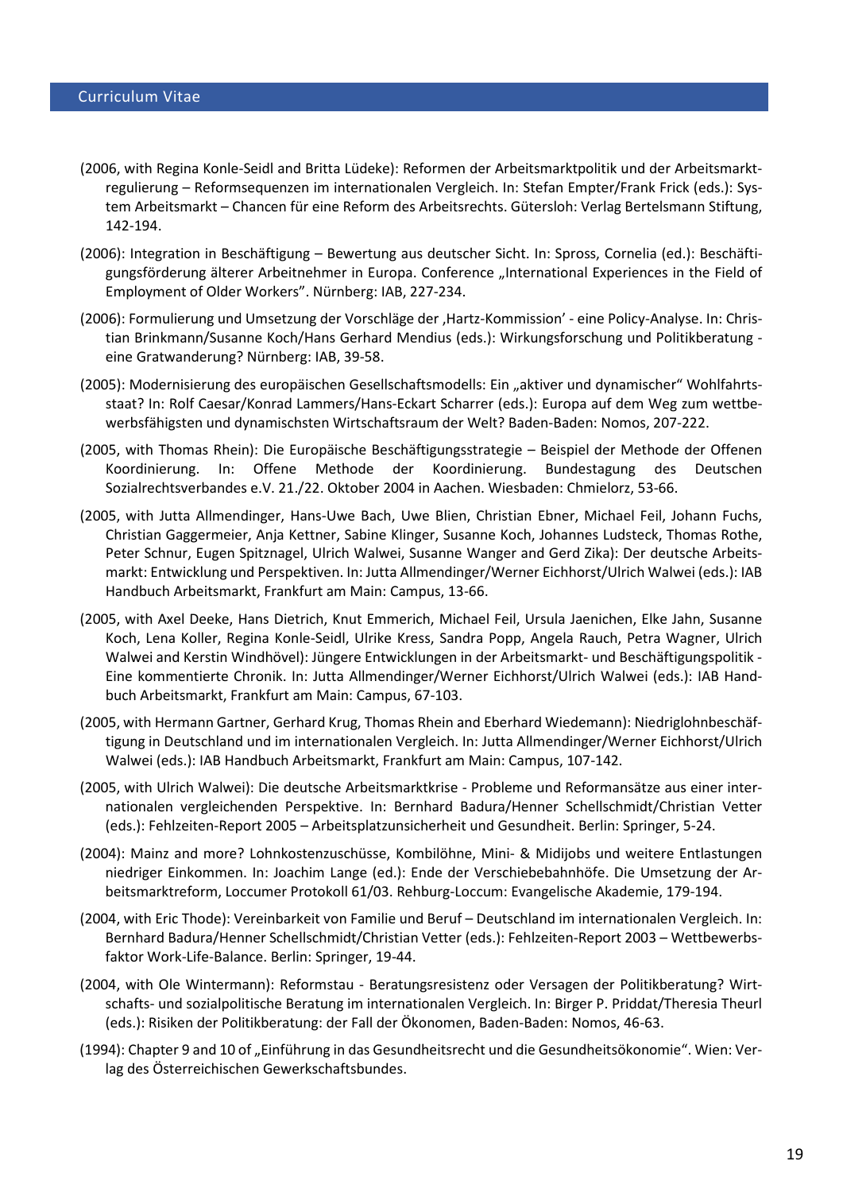(2006, with Regina Konle-Seidl and Britta Lüdeke): Reformen der Arbeitsmarktpolitik und der Arbeitsmarktregulierung – Reformsequenzen im internationalen Vergleich. In: Stefan Empter/Frank Frick (eds.): System Arbeitsmarkt – Chancen für eine Reform des Arbeitsrechts. Gütersloh: Verlag Bertelsmann Stiftung, 142-194.

(2006): Integration in Beschäftigung – Bewertung aus deutscher Sicht. In: Spross, Cornelia (ed.): Beschäftigungsförderung älterer Arbeitnehmer in Europa. Conference „International Experiences in the Field of Employment of Older Workers". Nürnberg: IAB, 227-234.

(2006): Formulierung und Umsetzung der Vorschläge der ‚Hartz-Kommission' - eine Policy-Analyse. In: Christian Brinkmann/Susanne Koch/Hans Gerhard Mendius (eds.): Wirkungsforschung und Politikberatung - eine Gratwanderung? Nürnberg: IAB, 39-58.

(2005): Modernisierung des europäischen Gesellschaftsmodells: Ein „aktiver und dynamischer" Wohlfahrtsstaat? In: Rolf Caesar/Konrad Lammers/Hans-Eckart Scharrer (eds.): Europa auf dem Weg zum wettbewerbsfähigsten und dynamischsten Wirtschaftsraum der Welt? Baden-Baden: Nomos, 207-222.

(2005, with Thomas Rhein): Die Europäische Beschäftigungsstrategie – Beispiel der Methode der Offenen Koordinierung. In: Offene Methode der Koordinierung. Bundestagung des Deutschen Sozialrechtsverbandes e.V. 21./22. Oktober 2004 in Aachen. Wiesbaden: Chmielorz, 53-66.

(2005, with Jutta Allmendinger, Hans-Uwe Bach, Uwe Blien, Christian Ebner, Michael Feil, Johann Fuchs, Christian Gaggermeier, Anja Kettner, Sabine Klinger, Susanne Koch, Johannes Ludsteck, Thomas Rothe, Peter Schnur, Eugen Spitznagel, Ulrich Walwei, Susanne Wanger and Gerd Zika): Der deutsche Arbeitsmarkt: Entwicklung und Perspektiven. In: Jutta Allmendinger/Werner Eichhorst/Ulrich Walwei (eds.): IAB Handbuch Arbeitsmarkt, Frankfurt am Main: Campus, 13-66.

(2005, with Axel Deeke, Hans Dietrich, Knut Emmerich, Michael Feil, Ursula Jaenichen, Elke Jahn, Susanne Koch, Lena Koller, Regina Konle-Seidl, Ulrike Kress, Sandra Popp, Angela Rauch, Petra Wagner, Ulrich Walwei and Kerstin Windhövel): Jüngere Entwicklungen in der Arbeitsmarkt- und Beschäftigungspolitik - Eine kommentierte Chronik. In: Jutta Allmendinger/Werner Eichhorst/Ulrich Walwei (eds.): IAB Handbuch Arbeitsmarkt, Frankfurt am Main: Campus, 67-103.

(2005, with Hermann Gartner, Gerhard Krug, Thomas Rhein and Eberhard Wiedemann): Niedriglohnbeschäftigung in Deutschland und im internationalen Vergleich. In: Jutta Allmendinger/Werner Eichhorst/Ulrich Walwei (eds.): IAB Handbuch Arbeitsmarkt, Frankfurt am Main: Campus, 107-142.

(2005, with Ulrich Walwei): Die deutsche Arbeitsmarktkrise - Probleme und Reformansätze aus einer internationalen vergleichenden Perspektive. In: Bernhard Badura/Henner Schellschmidt/Christian Vetter (eds.): Fehlzeiten-Report 2005 – Arbeitsplatzunsicherheit und Gesundheit. Berlin: Springer, 5-24.

(2004): Mainz and more? Lohnkostenzuschüsse, Kombilöhne, Mini- & Midijobs und weitere Entlastungen niedriger Einkommen. In: Joachim Lange (ed.): Ende der Verschiebebahnhöfe. Die Umsetzung der Arbeitsmarktreform, Loccumer Protokoll 61/03. Rehburg-Loccum: Evangelische Akademie, 179-194.

(2004, with Eric Thode): Vereinbarkeit von Familie und Beruf – Deutschland im internationalen Vergleich. In: Bernhard Badura/Henner Schellschmidt/Christian Vetter (eds.): Fehlzeiten-Report 2003 – Wettbewerbsfaktor Work-Life-Balance. Berlin: Springer, 19-44.

(2004, with Ole Wintermann): Reformstau - Beratungsresistenz oder Versagen der Politikberatung? Wirtschafts- und sozialpolitische Beratung im internationalen Vergleich. In: Birger P. Priddat/Theresia Theurl (eds.): Risiken der Politikberatung: der Fall der Ökonomen, Baden-Baden: Nomos, 46-63.

(1994): Chapter 9 and 10 of „Einführung in das Gesundheitsrecht und die Gesundheitsökonomie". Wien: Verlag des Österreichischen Gewerkschaftsbundes.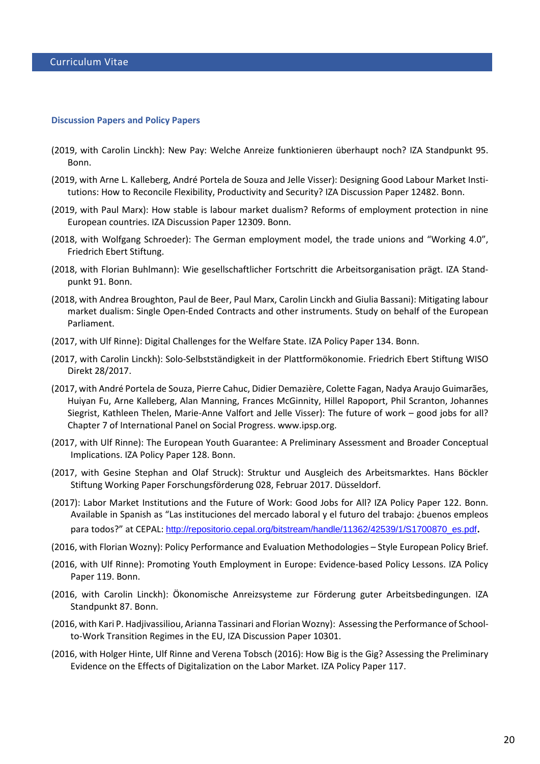## Discussion Papers and Policy Papers

(2019, with Carolin Linckh): New Pay: Welche Anreize funktionieren überhaupt noch? IZA Standpunkt 95. Bonn.

(2019, with Arne L. Kalleberg, André Portela de Souza and Jelle Visser): Designing Good Labour Market Institutions: How to Reconcile Flexibility, Productivity and Security? IZA Discussion Paper 12482. Bonn.

(2019, with Paul Marx): How stable is labour market dualism? Reforms of employment protection in nine European countries. IZA Discussion Paper 12309. Bonn.

(2018, with Wolfgang Schroeder): The German employment model, the trade unions and "Working 4.0", Friedrich Ebert Stiftung.

(2018, with Florian Buhlmann): Wie gesellschaftlicher Fortschritt die Arbeitsorganisation prägt. IZA Standpunkt 91. Bonn.

(2018, with Andrea Broughton, Paul de Beer, Paul Marx, Carolin Linckh and Giulia Bassani): Mitigating labour market dualism: Single Open-Ended Contracts and other instruments. Study on behalf of the European Parliament.

(2017, with Ulf Rinne): Digital Challenges for the Welfare State. IZA Policy Paper 134. Bonn.

(2017, with Carolin Linckh): Solo-Selbstständigkeit in der Plattformökonomie. Friedrich Ebert Stiftung WISO Direkt 28/2017.

(2017, with André Portela de Souza, Pierre Cahuc, Didier Demazière, Colette Fagan, Nadya Araujo Guimarães, Huiyan Fu, Arne Kalleberg, Alan Manning, Frances McGinnity, Hillel Rapoport, Phil Scranton, Johannes Siegrist, Kathleen Thelen, Marie-Anne Valfort and Jelle Visser): The future of work – good jobs for all? Chapter 7 of International Panel on Social Progress. www.ipsp.org.

(2017, with Ulf Rinne): The European Youth Guarantee: A Preliminary Assessment and Broader Conceptual Implications. IZA Policy Paper 128. Bonn.

(2017, with Gesine Stephan and Olaf Struck): Struktur und Ausgleich des Arbeitsmarktes. Hans Böckler Stiftung Working Paper Forschungsförderung 028, Februar 2017. Düsseldorf.

(2017): Labor Market Institutions and the Future of Work: Good Jobs for All? IZA Policy Paper 122. Bonn. Available in Spanish as "Las instituciones del mercado laboral y el futuro del trabajo: ¿buenos empleos para todos?" at CEPAL: http://repositorio.cepal.org/bitstream/handle/11362/42539/1/S1700870_es.pdf.

(2016, with Florian Wozny): Policy Performance and Evaluation Methodologies – Style European Policy Brief.

(2016, with Ulf Rinne): Promoting Youth Employment in Europe: Evidence-based Policy Lessons. IZA Policy Paper 119. Bonn.

(2016, with Carolin Linckh): Ökonomische Anreizsysteme zur Förderung guter Arbeitsbedingungen. IZA Standpunkt 87. Bonn.

(2016, with Kari P. Hadjivassiliou, Arianna Tassinari and Florian Wozny): Assessing the Performance of School-to-Work Transition Regimes in the EU, IZA Discussion Paper 10301.

(2016, with Holger Hinte, Ulf Rinne and Verena Tobsch (2016): How Big is the Gig? Assessing the Preliminary Evidence on the Effects of Digitalization on the Labor Market. IZA Policy Paper 117.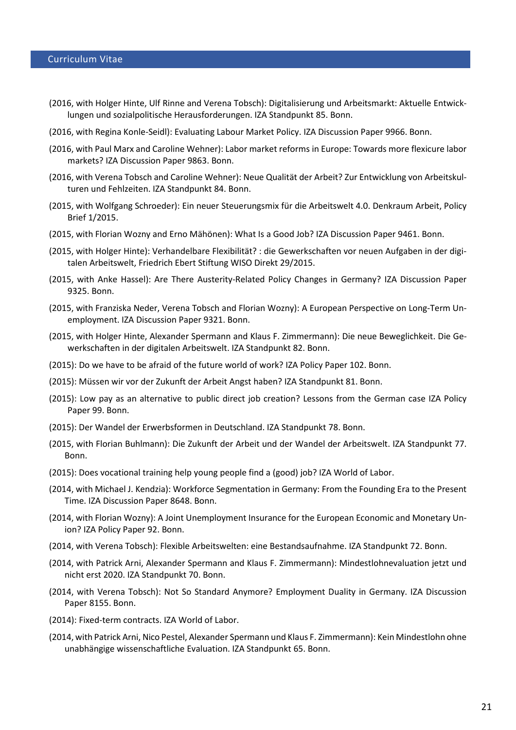(2016, with Holger Hinte, Ulf Rinne and Verena Tobsch): Digitalisierung und Arbeitsmarkt: Aktuelle Entwicklungen und sozialpolitische Herausforderungen. IZA Standpunkt 85. Bonn.

(2016, with Regina Konle-Seidl): Evaluating Labour Market Policy. IZA Discussion Paper 9966. Bonn.

(2016, with Paul Marx and Caroline Wehner): Labor market reforms in Europe: Towards more flexicure labor markets? IZA Discussion Paper 9863. Bonn.

(2016, with Verena Tobsch and Caroline Wehner): Neue Qualität der Arbeit? Zur Entwicklung von Arbeitskulturen und Fehlzeiten. IZA Standpunkt 84. Bonn.

(2015, with Wolfgang Schroeder): Ein neuer Steuerungsmix für die Arbeitswelt 4.0. Denkraum Arbeit, Policy Brief 1/2015.

(2015, with Florian Wozny and Erno Mähönen): What Is a Good Job? IZA Discussion Paper 9461. Bonn.

(2015, with Holger Hinte): Verhandelbare Flexibilität? : die Gewerkschaften vor neuen Aufgaben in der digitalen Arbeitswelt, Friedrich Ebert Stiftung WISO Direkt 29/2015.

(2015, with Anke Hassel): Are There Austerity-Related Policy Changes in Germany? IZA Discussion Paper 9325. Bonn.

(2015, with Franziska Neder, Verena Tobsch and Florian Wozny): A European Perspective on Long-Term Unemployment. IZA Discussion Paper 9321. Bonn.

(2015, with Holger Hinte, Alexander Spermann and Klaus F. Zimmermann): Die neue Beweglichkeit. Die Gewerkschaften in der digitalen Arbeitswelt. IZA Standpunkt 82. Bonn.

(2015): Do we have to be afraid of the future world of work? IZA Policy Paper 102. Bonn.

(2015): Müssen wir vor der Zukunft der Arbeit Angst haben? IZA Standpunkt 81. Bonn.

(2015): Low pay as an alternative to public direct job creation? Lessons from the German case IZA Policy Paper 99. Bonn.

(2015): Der Wandel der Erwerbsformen in Deutschland. IZA Standpunkt 78. Bonn.

(2015, with Florian Buhlmann): Die Zukunft der Arbeit und der Wandel der Arbeitswelt. IZA Standpunkt 77. Bonn.

(2015): Does vocational training help young people find a (good) job? IZA World of Labor.

(2014, with Michael J. Kendzia): Workforce Segmentation in Germany: From the Founding Era to the Present Time. IZA Discussion Paper 8648. Bonn.

(2014, with Florian Wozny): A Joint Unemployment Insurance for the European Economic and Monetary Union? IZA Policy Paper 92. Bonn.

(2014, with Verena Tobsch): Flexible Arbeitswelten: eine Bestandsaufnahme. IZA Standpunkt 72. Bonn.

(2014, with Patrick Arni, Alexander Spermann and Klaus F. Zimmermann): Mindestlohnevaluation jetzt und nicht erst 2020. IZA Standpunkt 70. Bonn.

(2014, with Verena Tobsch): Not So Standard Anymore? Employment Duality in Germany. IZA Discussion Paper 8155. Bonn.

(2014): Fixed-term contracts. IZA World of Labor.

(2014, with Patrick Arni, Nico Pestel, Alexander Spermann und Klaus F. Zimmermann): Kein Mindestlohn ohne unabhängige wissenschaftliche Evaluation. IZA Standpunkt 65. Bonn.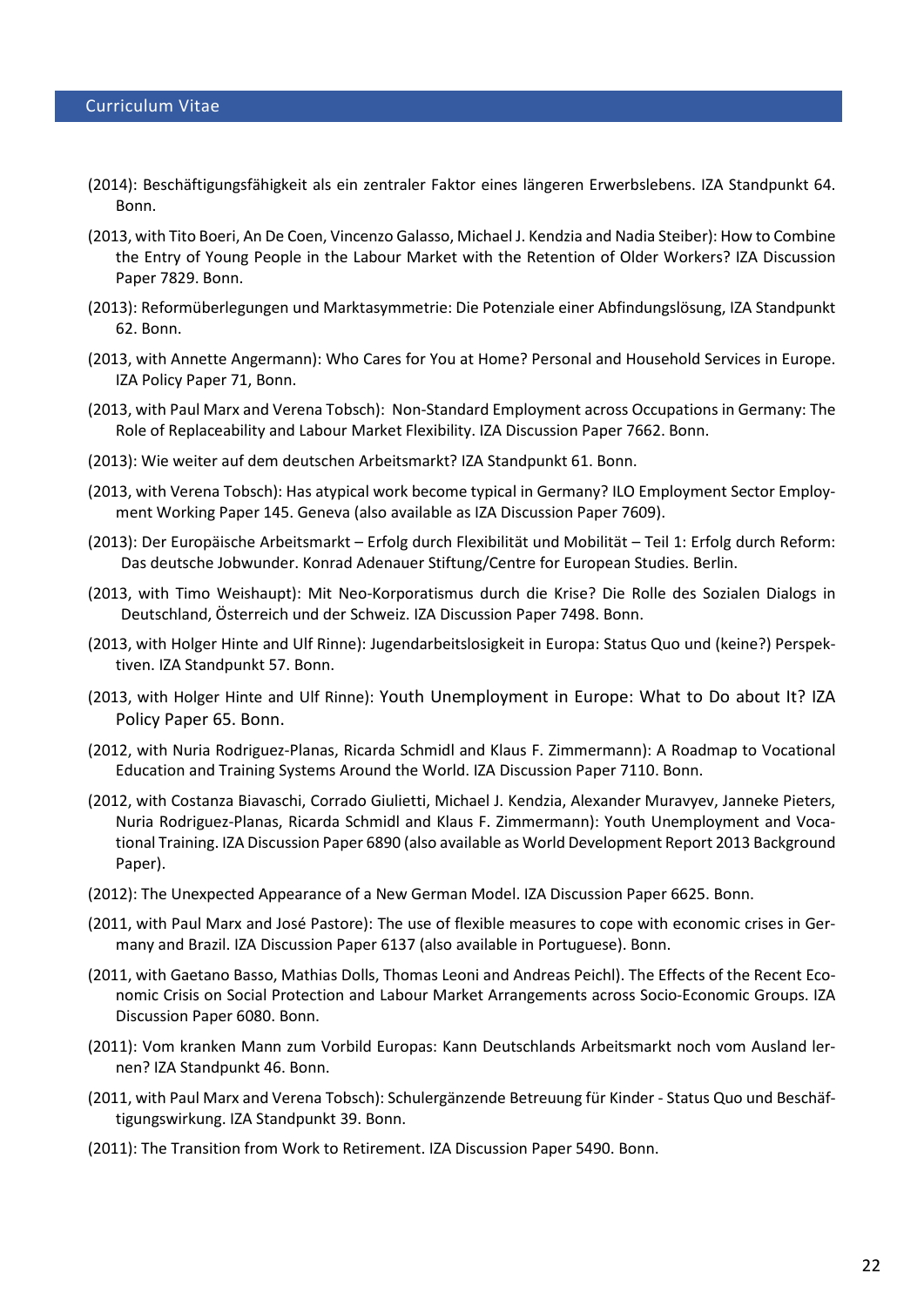(2014): Beschäftigungsfähigkeit als ein zentraler Faktor eines längeren Erwerbslebens. IZA Standpunkt 64. Bonn.

(2013, with Tito Boeri, An De Coen, Vincenzo Galasso, Michael J. Kendzia and Nadia Steiber): How to Combine the Entry of Young People in the Labour Market with the Retention of Older Workers? IZA Discussion Paper 7829. Bonn.

(2013): Reformüberlegungen und Marktasymmetrie: Die Potenziale einer Abfindungslösung, IZA Standpunkt 62. Bonn.

(2013, with Annette Angermann): Who Cares for You at Home? Personal and Household Services in Europe. IZA Policy Paper 71, Bonn.

(2013, with Paul Marx and Verena Tobsch): Non-Standard Employment across Occupations in Germany: The Role of Replaceability and Labour Market Flexibility. IZA Discussion Paper 7662. Bonn.

(2013): Wie weiter auf dem deutschen Arbeitsmarkt? IZA Standpunkt 61. Bonn.

(2013, with Verena Tobsch): Has atypical work become typical in Germany? ILO Employment Sector Employment Working Paper 145. Geneva (also available as IZA Discussion Paper 7609).

(2013): Der Europäische Arbeitsmarkt – Erfolg durch Flexibilität und Mobilität – Teil 1: Erfolg durch Reform: Das deutsche Jobwunder. Konrad Adenauer Stiftung/Centre for European Studies. Berlin.

(2013, with Timo Weishaupt): Mit Neo-Korporatismus durch die Krise? Die Rolle des Sozialen Dialogs in Deutschland, Österreich und der Schweiz. IZA Discussion Paper 7498. Bonn.

(2013, with Holger Hinte and Ulf Rinne): Jugendarbeitslosigkeit in Europa: Status Quo und (keine?) Perspektiven. IZA Standpunkt 57. Bonn.

(2013, with Holger Hinte and Ulf Rinne): Youth Unemployment in Europe: What to Do about It? IZA Policy Paper 65. Bonn.

(2012, with Nuria Rodriguez-Planas, Ricarda Schmidl and Klaus F. Zimmermann): A Roadmap to Vocational Education and Training Systems Around the World. IZA Discussion Paper 7110. Bonn.

(2012, with Costanza Biavaschi, Corrado Giulietti, Michael J. Kendzia, Alexander Muravyev, Janneke Pieters, Nuria Rodriguez-Planas, Ricarda Schmidl and Klaus F. Zimmermann): Youth Unemployment and Vocational Training. IZA Discussion Paper 6890 (also available as World Development Report 2013 Background Paper).

(2012): The Unexpected Appearance of a New German Model. IZA Discussion Paper 6625. Bonn.

(2011, with Paul Marx and José Pastore): The use of flexible measures to cope with economic crises in Germany and Brazil. IZA Discussion Paper 6137 (also available in Portuguese). Bonn.

(2011, with Gaetano Basso, Mathias Dolls, Thomas Leoni and Andreas Peichl). The Effects of the Recent Economic Crisis on Social Protection and Labour Market Arrangements across Socio-Economic Groups. IZA Discussion Paper 6080. Bonn.

(2011): Vom kranken Mann zum Vorbild Europas: Kann Deutschlands Arbeitsmarkt noch vom Ausland lernen? IZA Standpunkt 46. Bonn.

(2011, with Paul Marx and Verena Tobsch): Schulergänzende Betreuung für Kinder - Status Quo und Beschäftigungswirkung. IZA Standpunkt 39. Bonn.

(2011): The Transition from Work to Retirement. IZA Discussion Paper 5490. Bonn.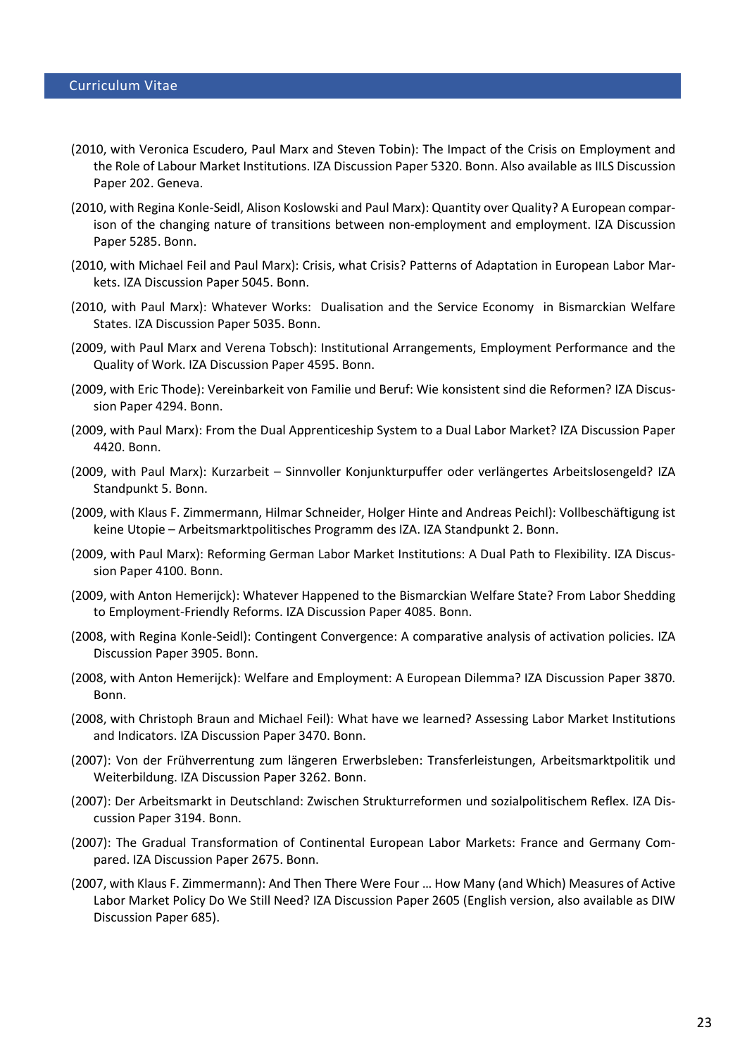- (2010, with Veronica Escudero, Paul Marx and Steven Tobin): The Impact of the Crisis on Employment and the Role of Labour Market Institutions. IZA Discussion Paper 5320. Bonn. Also available as IILS Discussion Paper 202. Geneva.
- (2010, with Regina Konle-Seidl, Alison Koslowski and Paul Marx): Quantity over Quality? A European comparison of the changing nature of transitions between non-employment and employment. IZA Discussion Paper 5285. Bonn.
- (2010, with Michael Feil and Paul Marx): Crisis, what Crisis? Patterns of Adaptation in European Labor Markets. IZA Discussion Paper 5045. Bonn.
- (2010, with Paul Marx): Whatever Works: Dualisation and the Service Economy in Bismarckian Welfare States. IZA Discussion Paper 5035. Bonn.
- (2009, with Paul Marx and Verena Tobsch): Institutional Arrangements, Employment Performance and the Quality of Work. IZA Discussion Paper 4595. Bonn.
- (2009, with Eric Thode): Vereinbarkeit von Familie und Beruf: Wie konsistent sind die Reformen? IZA Discussion Paper 4294. Bonn.
- (2009, with Paul Marx): From the Dual Apprenticeship System to a Dual Labor Market? IZA Discussion Paper 4420. Bonn.
- (2009, with Paul Marx): Kurzarbeit – Sinnvoller Konjunkturpuffer oder verlängertes Arbeitslosengeld? IZA Standpunkt 5. Bonn.
- (2009, with Klaus F. Zimmermann, Hilmar Schneider, Holger Hinte and Andreas Peichl): Vollbeschäftigung ist keine Utopie – Arbeitsmarktpolitisches Programm des IZA. IZA Standpunkt 2. Bonn.
- (2009, with Paul Marx): Reforming German Labor Market Institutions: A Dual Path to Flexibility. IZA Discussion Paper 4100. Bonn.
- (2009, with Anton Hemerijck): Whatever Happened to the Bismarckian Welfare State? From Labor Shedding to Employment-Friendly Reforms. IZA Discussion Paper 4085. Bonn.
- (2008, with Regina Konle-Seidl): Contingent Convergence: A comparative analysis of activation policies. IZA Discussion Paper 3905. Bonn.
- (2008, with Anton Hemerijck): Welfare and Employment: A European Dilemma? IZA Discussion Paper 3870. Bonn.
- (2008, with Christoph Braun and Michael Feil): What have we learned? Assessing Labor Market Institutions and Indicators. IZA Discussion Paper 3470. Bonn.
- (2007): Von der Frühverrentung zum längeren Erwerbsleben: Transferleistungen, Arbeitsmarktpolitik und Weiterbildung. IZA Discussion Paper 3262. Bonn.
- (2007): Der Arbeitsmarkt in Deutschland: Zwischen Strukturreformen und sozialpolitischem Reflex. IZA Discussion Paper 3194. Bonn.
- (2007): The Gradual Transformation of Continental European Labor Markets: France and Germany Compared. IZA Discussion Paper 2675. Bonn.
- (2007, with Klaus F. Zimmermann): And Then There Were Four … How Many (and Which) Measures of Active Labor Market Policy Do We Still Need? IZA Discussion Paper 2605 (English version, also available as DIW Discussion Paper 685).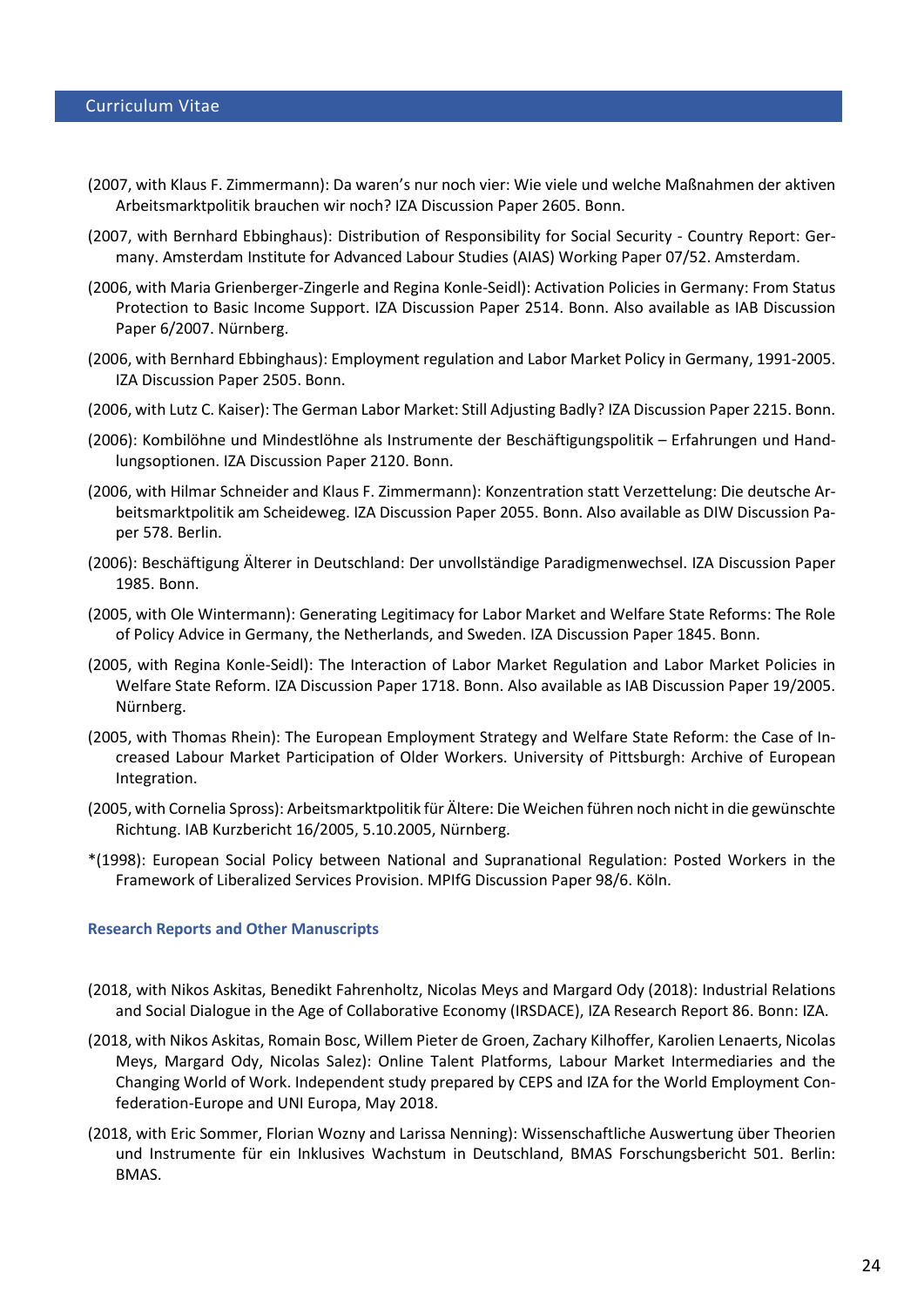(2007, with Klaus F. Zimmermann): Da waren's nur noch vier: Wie viele und welche Maßnahmen der aktiven Arbeitsmarktpolitik brauchen wir noch? IZA Discussion Paper 2605. Bonn.

(2007, with Bernhard Ebbinghaus): Distribution of Responsibility for Social Security - Country Report: Germany. Amsterdam Institute for Advanced Labour Studies (AIAS) Working Paper 07/52. Amsterdam.

(2006, with Maria Grienberger-Zingerle and Regina Konle-Seidl): Activation Policies in Germany: From Status Protection to Basic Income Support. IZA Discussion Paper 2514. Bonn. Also available as IAB Discussion Paper 6/2007. Nürnberg.

(2006, with Bernhard Ebbinghaus): Employment regulation and Labor Market Policy in Germany, 1991-2005. IZA Discussion Paper 2505. Bonn.

(2006, with Lutz C. Kaiser): The German Labor Market: Still Adjusting Badly? IZA Discussion Paper 2215. Bonn.

(2006): Kombilöhne und Mindestlöhne als Instrumente der Beschäftigungspolitik – Erfahrungen und Handlungsoptionen. IZA Discussion Paper 2120. Bonn.

(2006, with Hilmar Schneider and Klaus F. Zimmermann): Konzentration statt Verzettelung: Die deutsche Arbeitsmarktpolitik am Scheideweg. IZA Discussion Paper 2055. Bonn. Also available as DIW Discussion Paper 578. Berlin.

(2006): Beschäftigung Älterer in Deutschland: Der unvollständige Paradigmenwechsel. IZA Discussion Paper 1985. Bonn.

(2005, with Ole Wintermann): Generating Legitimacy for Labor Market and Welfare State Reforms: The Role of Policy Advice in Germany, the Netherlands, and Sweden. IZA Discussion Paper 1845. Bonn.

(2005, with Regina Konle-Seidl): The Interaction of Labor Market Regulation and Labor Market Policies in Welfare State Reform. IZA Discussion Paper 1718. Bonn. Also available as IAB Discussion Paper 19/2005. Nürnberg.

(2005, with Thomas Rhein): The European Employment Strategy and Welfare State Reform: the Case of Increased Labour Market Participation of Older Workers. University of Pittsburgh: Archive of European Integration.

(2005, with Cornelia Spross): Arbeitsmarktpolitik für Ältere: Die Weichen führen noch nicht in die gewünschte Richtung. IAB Kurzbericht 16/2005, 5.10.2005, Nürnberg.

*(1998): European Social Policy between National and Supranational Regulation: Posted Workers in the Framework of Liberalized Services Provision. MPIfG Discussion Paper 98/6. Köln.

### Research Reports and Other Manuscripts

(2018, with Nikos Askitas, Benedikt Fahrenholtz, Nicolas Meys and Margard Ody (2018): Industrial Relations and Social Dialogue in the Age of Collaborative Economy (IRSDACE), IZA Research Report 86. Bonn: IZA.

(2018, with Nikos Askitas, Romain Bosc, Willem Pieter de Groen, Zachary Kilhoffer, Karolien Lenaerts, Nicolas Meys, Margard Ody, Nicolas Salez): Online Talent Platforms, Labour Market Intermediaries and the Changing World of Work. Independent study prepared by CEPS and IZA for the World Employment Confederation-Europe and UNI Europa, May 2018.

(2018, with Eric Sommer, Florian Wozny and Larissa Nenning): Wissenschaftliche Auswertung über Theorien und Instrumente für ein Inklusives Wachstum in Deutschland, BMAS Forschungsbericht 501. Berlin: BMAS.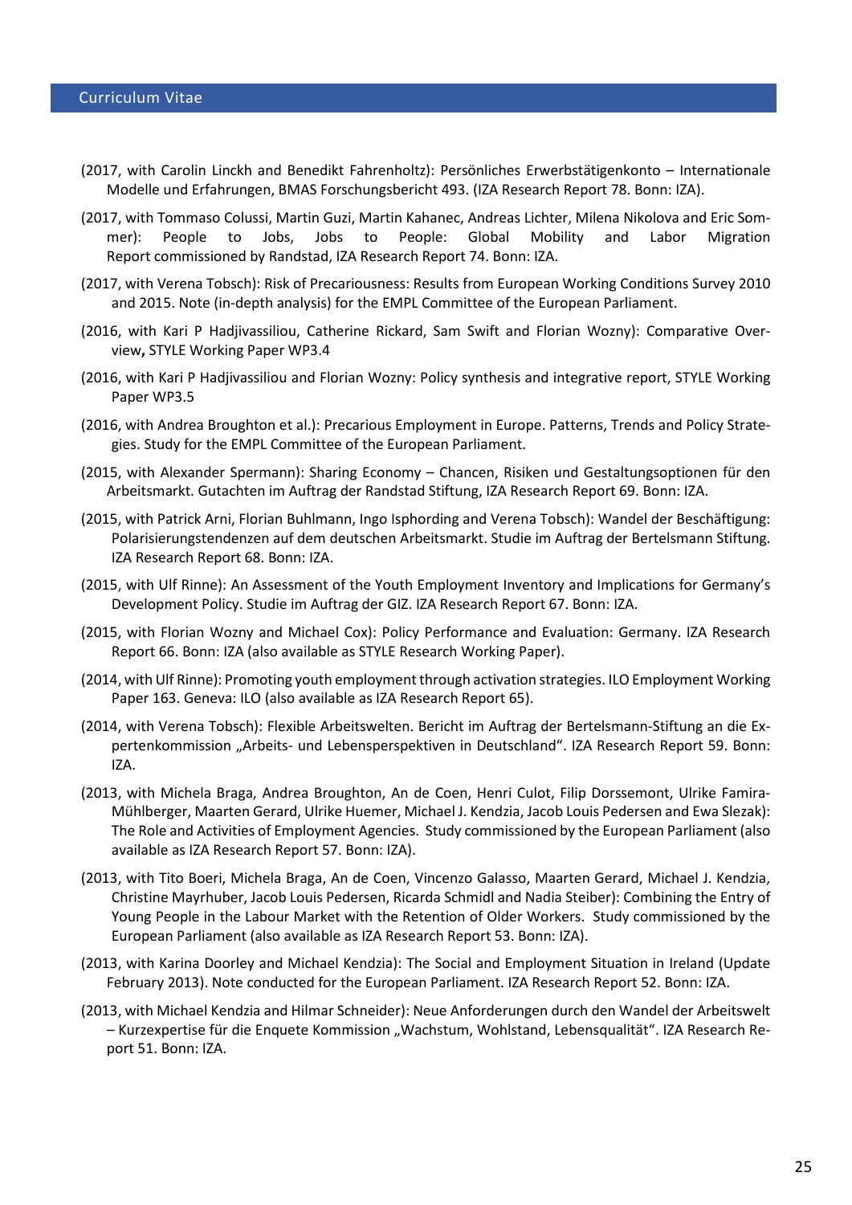(2017, with Carolin Linckh and Benedikt Fahrenholtz): Persönliches Erwerbstätigenkonto – Internationale Modelle und Erfahrungen, BMAS Forschungsbericht 493. (IZA Research Report 78. Bonn: IZA).

(2017, with Tommaso Colussi, Martin Guzi, Martin Kahanec, Andreas Lichter, Milena Nikolova and Eric Sommer): People to Jobs, Jobs to People: Global Mobility and Labor Migration Report commissioned by Randstad, IZA Research Report 74. Bonn: IZA.

(2017, with Verena Tobsch): Risk of Precariousness: Results from European Working Conditions Survey 2010 and 2015. Note (in-depth analysis) for the EMPL Committee of the European Parliament.

(2016, with Kari P Hadjivassiliou, Catherine Rickard, Sam Swift and Florian Wozny): Comparative Overview**,** STYLE Working Paper WP3.4

(2016, with Kari P Hadjivassiliou and Florian Wozny: Policy synthesis and integrative report, STYLE Working Paper WP3.5

(2016, with Andrea Broughton et al.): Precarious Employment in Europe. Patterns, Trends and Policy Strategies. Study for the EMPL Committee of the European Parliament.

(2015, with Alexander Spermann): Sharing Economy – Chancen, Risiken und Gestaltungsoptionen für den Arbeitsmarkt. Gutachten im Auftrag der Randstad Stiftung, IZA Research Report 69. Bonn: IZA.

(2015, with Patrick Arni, Florian Buhlmann, Ingo Isphording and Verena Tobsch): Wandel der Beschäftigung: Polarisierungstendenzen auf dem deutschen Arbeitsmarkt. Studie im Auftrag der Bertelsmann Stiftung. IZA Research Report 68. Bonn: IZA.

(2015, with Ulf Rinne): An Assessment of the Youth Employment Inventory and Implications for Germany's Development Policy. Studie im Auftrag der GIZ. IZA Research Report 67. Bonn: IZA.

(2015, with Florian Wozny and Michael Cox): Policy Performance and Evaluation: Germany. IZA Research Report 66. Bonn: IZA (also available as STYLE Research Working Paper).

(2014, with Ulf Rinne): Promoting youth employment through activation strategies. ILO Employment Working Paper 163. Geneva: ILO (also available as IZA Research Report 65).

(2014, with Verena Tobsch): Flexible Arbeitswelten. Bericht im Auftrag der Bertelsmann-Stiftung an die Expertenkommission „Arbeits- und Lebensperspektiven in Deutschland". IZA Research Report 59. Bonn: IZA.

(2013, with Michela Braga, Andrea Broughton, An de Coen, Henri Culot, Filip Dorssemont, Ulrike Famira-Mühlberger, Maarten Gerard, Ulrike Huemer, Michael J. Kendzia, Jacob Louis Pedersen and Ewa Slezak): The Role and Activities of Employment Agencies. Study commissioned by the European Parliament (also available as IZA Research Report 57. Bonn: IZA).

(2013, with Tito Boeri, Michela Braga, An de Coen, Vincenzo Galasso, Maarten Gerard, Michael J. Kendzia, Christine Mayrhuber, Jacob Louis Pedersen, Ricarda Schmidl and Nadia Steiber): Combining the Entry of Young People in the Labour Market with the Retention of Older Workers. Study commissioned by the European Parliament (also available as IZA Research Report 53. Bonn: IZA).

(2013, with Karina Doorley and Michael Kendzia): The Social and Employment Situation in Ireland (Update February 2013). Note conducted for the European Parliament. IZA Research Report 52. Bonn: IZA.

(2013, with Michael Kendzia and Hilmar Schneider): Neue Anforderungen durch den Wandel der Arbeitswelt – Kurzexpertise für die Enquete Kommission „Wachstum, Wohlstand, Lebensqualität". IZA Research Report 51. Bonn: IZA.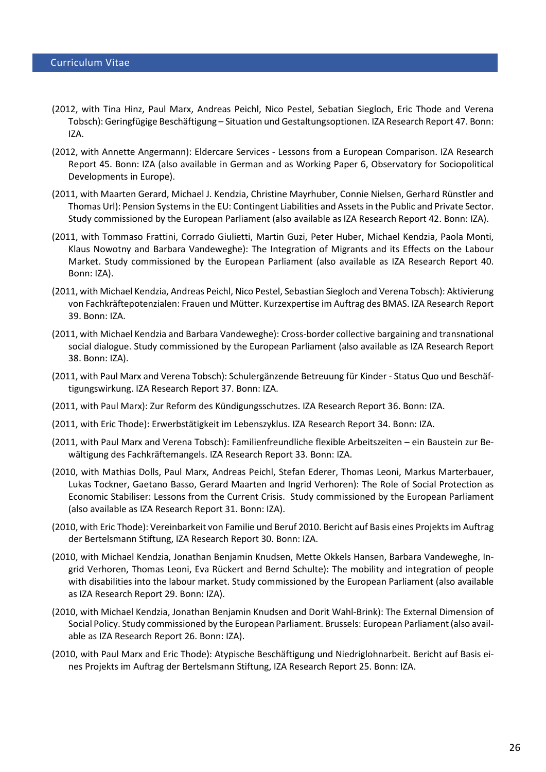(2012, with Tina Hinz, Paul Marx, Andreas Peichl, Nico Pestel, Sebastian Siegloch, Eric Thode and Verena Tobsch): Geringfügige Beschäftigung – Situation und Gestaltungsoptionen. IZA Research Report 47. Bonn: IZA.

(2012, with Annette Angermann): Eldercare Services - Lessons from a European Comparison. IZA Research Report 45. Bonn: IZA (also available in German and as Working Paper 6, Observatory for Sociopolitical Developments in Europe).

(2011, with Maarten Gerard, Michael J. Kendzia, Christine Mayrhuber, Connie Nielsen, Gerhard Rünstler and Thomas Url): Pension Systems in the EU: Contingent Liabilities and Assets in the Public and Private Sector. Study commissioned by the European Parliament (also available as IZA Research Report 42. Bonn: IZA).

(2011, with Tommaso Frattini, Corrado Giulietti, Martin Guzi, Peter Huber, Michael Kendzia, Paola Monti, Klaus Nowotny and Barbara Vandeweghe): The Integration of Migrants and its Effects on the Labour Market. Study commissioned by the European Parliament (also available as IZA Research Report 40. Bonn: IZA).

(2011, with Michael Kendzia, Andreas Peichl, Nico Pestel, Sebastian Siegloch and Verena Tobsch): Aktivierung von Fachkräftepotenzialen: Frauen und Mütter. Kurzexpertise im Auftrag des BMAS. IZA Research Report 39. Bonn: IZA.

(2011, with Michael Kendzia and Barbara Vandeweghe): Cross-border collective bargaining and transnational social dialogue. Study commissioned by the European Parliament (also available as IZA Research Report 38. Bonn: IZA).

(2011, with Paul Marx and Verena Tobsch): Schulergänzende Betreuung für Kinder - Status Quo und Beschäftigungswirkung. IZA Research Report 37. Bonn: IZA.

(2011, with Paul Marx): Zur Reform des Kündigungsschutzes. IZA Research Report 36. Bonn: IZA.

(2011, with Eric Thode): Erwerbstätigkeit im Lebenszyklus. IZA Research Report 34. Bonn: IZA.

(2011, with Paul Marx and Verena Tobsch): Familienfreundliche flexible Arbeitszeiten – ein Baustein zur Bewältigung des Fachkräftemangels. IZA Research Report 33. Bonn: IZA.

(2010, with Mathias Dolls, Paul Marx, Andreas Peichl, Stefan Ederer, Thomas Leoni, Markus Marterbauer, Lukas Tockner, Gaetano Basso, Gerard Maarten and Ingrid Verhoren): The Role of Social Protection as Economic Stabiliser: Lessons from the Current Crisis. Study commissioned by the European Parliament (also available as IZA Research Report 31. Bonn: IZA).

(2010, with Eric Thode): Vereinbarkeit von Familie und Beruf 2010. Bericht auf Basis eines Projekts im Auftrag der Bertelsmann Stiftung, IZA Research Report 30. Bonn: IZA.

(2010, with Michael Kendzia, Jonathan Benjamin Knudsen, Mette Okkels Hansen, Barbara Vandeweghe, Ingrid Verhoren, Thomas Leoni, Eva Rückert and Bernd Schulte): The mobility and integration of people with disabilities into the labour market. Study commissioned by the European Parliament (also available as IZA Research Report 29. Bonn: IZA).

(2010, with Michael Kendzia, Jonathan Benjamin Knudsen and Dorit Wahl-Brink): The External Dimension of Social Policy. Study commissioned by the European Parliament. Brussels: European Parliament (also available as IZA Research Report 26. Bonn: IZA).

(2010, with Paul Marx and Eric Thode): Atypische Beschäftigung und Niedriglohnarbeit. Bericht auf Basis eines Projekts im Auftrag der Bertelsmann Stiftung, IZA Research Report 25. Bonn: IZA.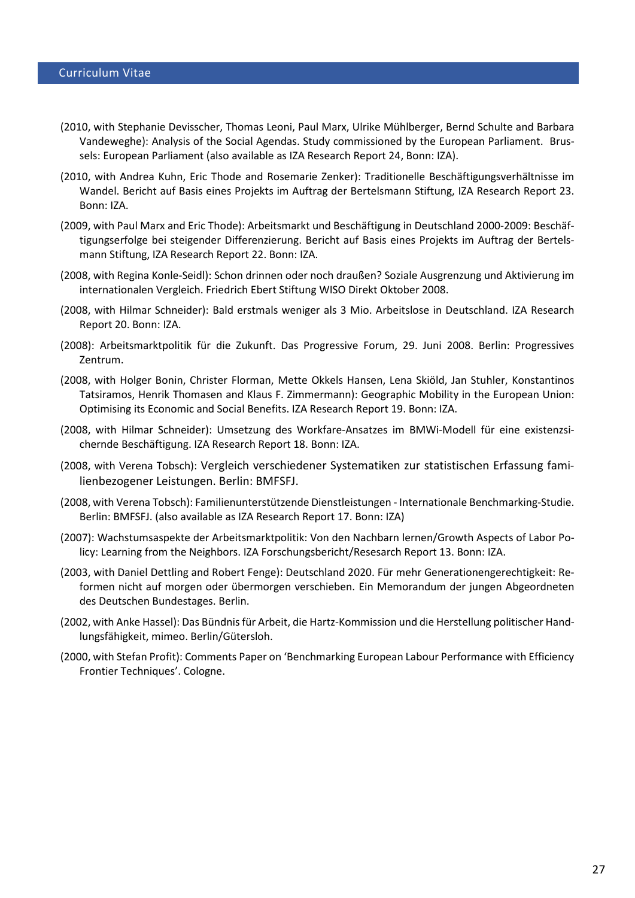(2010, with Stephanie Devisscher, Thomas Leoni, Paul Marx, Ulrike Mühlberger, Bernd Schulte and Barbara Vandeweghe): Analysis of the Social Agendas. Study commissioned by the European Parliament. Brussels: European Parliament (also available as IZA Research Report 24, Bonn: IZA).

(2010, with Andrea Kuhn, Eric Thode and Rosemarie Zenker): Traditionelle Beschäftigungsverhältnisse im Wandel. Bericht auf Basis eines Projekts im Auftrag der Bertelsmann Stiftung, IZA Research Report 23. Bonn: IZA.

(2009, with Paul Marx and Eric Thode): Arbeitsmarkt und Beschäftigung in Deutschland 2000-2009: Beschäftigungserfolge bei steigender Differenzierung. Bericht auf Basis eines Projekts im Auftrag der Bertelsmann Stiftung, IZA Research Report 22. Bonn: IZA.

(2008, with Regina Konle-Seidl): Schon drinnen oder noch draußen? Soziale Ausgrenzung und Aktivierung im internationalen Vergleich. Friedrich Ebert Stiftung WISO Direkt Oktober 2008.

(2008, with Hilmar Schneider): Bald erstmals weniger als 3 Mio. Arbeitslose in Deutschland. IZA Research Report 20. Bonn: IZA.

(2008): Arbeitsmarktpolitik für die Zukunft. Das Progressive Forum, 29. Juni 2008. Berlin: Progressives Zentrum.

(2008, with Holger Bonin, Christer Florman, Mette Okkels Hansen, Lena Skiöld, Jan Stuhler, Konstantinos Tatsiramos, Henrik Thomasen and Klaus F. Zimmermann): Geographic Mobility in the European Union: Optimising its Economic and Social Benefits. IZA Research Report 19. Bonn: IZA.

(2008, with Hilmar Schneider): Umsetzung des Workfare-Ansatzes im BMWi-Modell für eine existenzsichernde Beschäftigung. IZA Research Report 18. Bonn: IZA.

(2008, with Verena Tobsch): Vergleich verschiedener Systematiken zur statistischen Erfassung familienbezogener Leistungen. Berlin: BMFSFJ.

(2008, with Verena Tobsch): Familienunterstützende Dienstleistungen - Internationale Benchmarking-Studie. Berlin: BMFSFJ. (also available as IZA Research Report 17. Bonn: IZA)

(2007): Wachstumsaspekte der Arbeitsmarktpolitik: Von den Nachbarn lernen/Growth Aspects of Labor Policy: Learning from the Neighbors. IZA Forschungsbericht/Resesarch Report 13. Bonn: IZA.

(2003, with Daniel Dettling and Robert Fenge): Deutschland 2020. Für mehr Generationengerechtigkeit: Reformen nicht auf morgen oder übermorgen verschieben. Ein Memorandum der jungen Abgeordneten des Deutschen Bundestages. Berlin.

(2002, with Anke Hassel): Das Bündnis für Arbeit, die Hartz-Kommission und die Herstellung politischer Handlungsfähigkeit, mimeo. Berlin/Gütersloh.

(2000, with Stefan Profit): Comments Paper on 'Benchmarking European Labour Performance with Efficiency Frontier Techniques'. Cologne.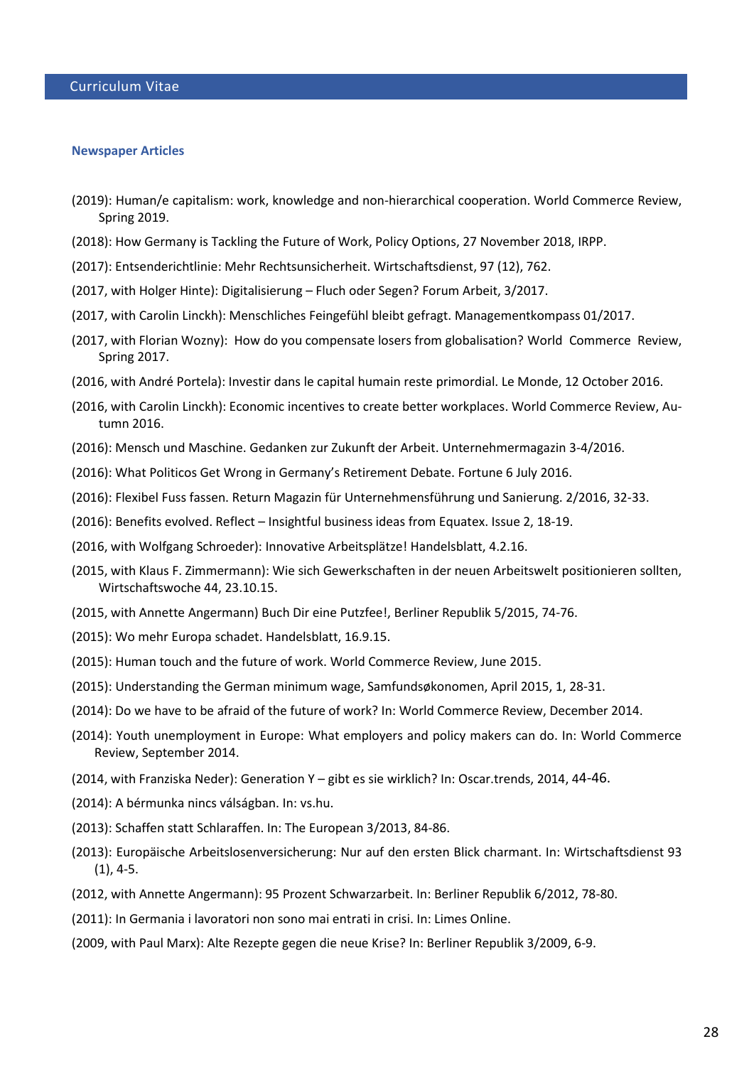## Newspaper Articles

(2019): Human/e capitalism: work, knowledge and non-hierarchical cooperation. World Commerce Review, Spring 2019.

(2018): How Germany is Tackling the Future of Work, Policy Options, 27 November 2018, IRPP.

(2017): Entsenderichtlinie: Mehr Rechtsunsicherheit. Wirtschaftsdienst, 97 (12), 762.

(2017, with Holger Hinte): Digitalisierung – Fluch oder Segen? Forum Arbeit, 3/2017.

(2017, with Carolin Linckh): Menschliches Feingefühl bleibt gefragt. Managementkompass 01/2017.

(2017, with Florian Wozny): How do you compensate losers from globalisation? World Commerce Review, Spring 2017.

(2016, with André Portela): Investir dans le capital humain reste primordial. Le Monde, 12 October 2016.

(2016, with Carolin Linckh): Economic incentives to create better workplaces. World Commerce Review, Autumn 2016.

(2016): Mensch und Maschine. Gedanken zur Zukunft der Arbeit. Unternehmermagazin 3-4/2016.

(2016): What Politicos Get Wrong in Germany's Retirement Debate. Fortune 6 July 2016.

(2016): Flexibel Fuss fassen. Return Magazin für Unternehmensführung und Sanierung. 2/2016, 32-33.

(2016): Benefits evolved. Reflect – Insightful business ideas from Equatex. Issue 2, 18-19.

(2016, with Wolfgang Schroeder): Innovative Arbeitsplätze! Handelsblatt, 4.2.16.

(2015, with Klaus F. Zimmermann): Wie sich Gewerkschaften in der neuen Arbeitswelt positionieren sollten, Wirtschaftswoche 44, 23.10.15.

(2015, with Annette Angermann) Buch Dir eine Putzfee!, Berliner Republik 5/2015, 74-76.

(2015): Wo mehr Europa schadet. Handelsblatt, 16.9.15.

(2015): Human touch and the future of work. World Commerce Review, June 2015.

(2015): Understanding the German minimum wage, Samfundsøkonomen, April 2015, 1, 28-31.

(2014): Do we have to be afraid of the future of work? In: World Commerce Review, December 2014.

(2014): Youth unemployment in Europe: What employers and policy makers can do. In: World Commerce Review, September 2014.

(2014, with Franziska Neder): Generation Y – gibt es sie wirklich? In: Oscar.trends, 2014, 44-46.

(2014): A bérmunka nincs válságban. In: vs.hu.

(2013): Schaffen statt Schlaraffen. In: The European 3/2013, 84-86.

(2013): Europäische Arbeitslosenversicherung: Nur auf den ersten Blick charmant. In: Wirtschaftsdienst 93 (1), 4-5.

(2012, with Annette Angermann): 95 Prozent Schwarzarbeit. In: Berliner Republik 6/2012, 78-80.

(2011): In Germania i lavoratori non sono mai entrati in crisi. In: Limes Online.

(2009, with Paul Marx): Alte Rezepte gegen die neue Krise? In: Berliner Republik 3/2009, 6-9.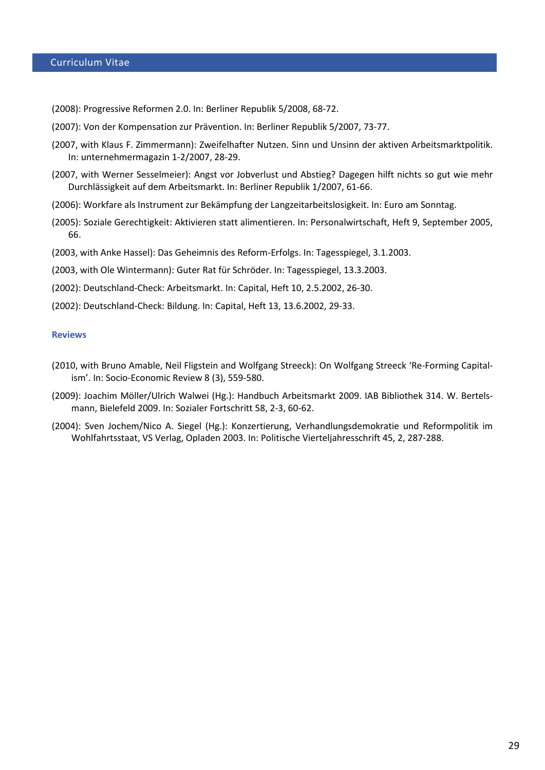(2008): Progressive Reformen 2.0. In: Berliner Republik 5/2008, 68-72.

(2007): Von der Kompensation zur Prävention. In: Berliner Republik 5/2007, 73-77.

(2007, with Klaus F. Zimmermann): Zweifelhafter Nutzen. Sinn und Unsinn der aktiven Arbeitsmarktpolitik. In: unternehmermagazin 1-2/2007, 28-29.

(2007, with Werner Sesselmeier): Angst vor Jobverlust und Abstieg? Dagegen hilft nichts so gut wie mehr Durchlässigkeit auf dem Arbeitsmarkt. In: Berliner Republik 1/2007, 61-66.

(2006): Workfare als Instrument zur Bekämpfung der Langzeitarbeitslosigkeit. In: Euro am Sonntag.

(2005): Soziale Gerechtigkeit: Aktivieren statt alimentieren. In: Personalwirtschaft, Heft 9, September 2005, 66.

(2003, with Anke Hassel): Das Geheimnis des Reform-Erfolgs. In: Tagesspiegel, 3.1.2003.

(2003, with Ole Wintermann): Guter Rat für Schröder. In: Tagesspiegel, 13.3.2003.

(2002): Deutschland-Check: Arbeitsmarkt. In: Capital, Heft 10, 2.5.2002, 26-30.

(2002): Deutschland-Check: Bildung. In: Capital, Heft 13, 13.6.2002, 29-33.

**Reviews**

(2010, with Bruno Amable, Neil Fligstein and Wolfgang Streeck): On Wolfgang Streeck 'Re-Forming Capitalism'. In: Socio-Economic Review 8 (3), 559-580.

(2009): Joachim Möller/Ulrich Walwei (Hg.): Handbuch Arbeitsmarkt 2009. IAB Bibliothek 314. W. Bertelsmann, Bielefeld 2009. In: Sozialer Fortschritt 58, 2-3, 60-62.

(2004): Sven Jochem/Nico A. Siegel (Hg.): Konzertierung, Verhandlungsdemokratie und Reformpolitik im Wohlfahrtsstaat, VS Verlag, Opladen 2003. In: Politische Vierteljahresschrift 45, 2, 287-288.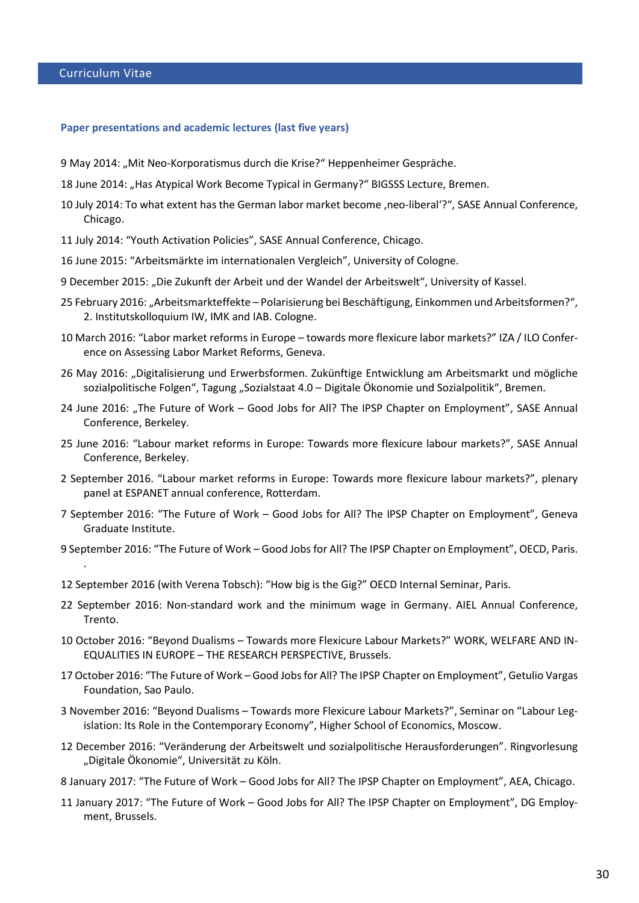Curriculum Vitae

### Paper presentations and academic lectures (last five years)

9 May 2014: „Mit Neo-Korporatismus durch die Krise?“ Heppenheimer Gespräche.

18 June 2014: „Has Atypical Work Become Typical in Germany?“ BIGSSS Lecture, Bremen.

10 July 2014: To what extent has the German labor market become ‚neo-liberal‘?“, SASE Annual Conference, Chicago.

11 July 2014: “Youth Activation Policies”, SASE Annual Conference, Chicago.

16 June 2015: “Arbeitsmärkte im internationalen Vergleich”, University of Cologne.

9 December 2015: „Die Zukunft der Arbeit und der Wandel der Arbeitswelt“, University of Kassel.

25 February 2016: „Arbeitsmarkteffekte – Polarisierung bei Beschäftigung, Einkommen und Arbeitsformen?“, 2. Institutskolloquium IW, IMK and IAB. Cologne.

10 March 2016: “Labor market reforms in Europe – towards more flexicure labor markets?” IZA / ILO Conference on Assessing Labor Market Reforms, Geneva.

26 May 2016: „Digitalisierung und Erwerbsformen. Zukünftige Entwicklung am Arbeitsmarkt und mögliche sozialpolitische Folgen“, Tagung „Sozialstaat 4.0 – Digitale Ökonomie und Sozialpolitik“, Bremen.

24 June 2016: „The Future of Work – Good Jobs for All? The IPSP Chapter on Employment”, SASE Annual Conference, Berkeley.

25 June 2016: “Labour market reforms in Europe: Towards more flexicure labour markets?”, SASE Annual Conference, Berkeley.

2 September 2016. “Labour market reforms in Europe: Towards more flexicure labour markets?”, plenary panel at ESPANET annual conference, Rotterdam.

7 September 2016: “The Future of Work – Good Jobs for All? The IPSP Chapter on Employment”, Geneva Graduate Institute.

9 September 2016: “The Future of Work – Good Jobs for All? The IPSP Chapter on Employment”, OECD, Paris.
.

12 September 2016 (with Verena Tobsch): “How big is the Gig?” OECD Internal Seminar, Paris.

22 September 2016: Non-standard work and the minimum wage in Germany. AIEL Annual Conference, Trento.

10 October 2016: “Beyond Dualisms – Towards more Flexicure Labour Markets?” WORK, WELFARE AND INEQUALITIES IN EUROPE – THE RESEARCH PERSPECTIVE, Brussels.

17 October 2016: “The Future of Work – Good Jobs for All? The IPSP Chapter on Employment”, Getulio Vargas Foundation, Sao Paulo.

3 November 2016: “Beyond Dualisms – Towards more Flexicure Labour Markets?”, Seminar on “Labour Legislation: Its Role in the Contemporary Economy”, Higher School of Economics, Moscow.

12 December 2016: “Veränderung der Arbeitswelt und sozialpolitische Herausforderungen”. Ringvorlesung „Digitale Ökonomie“, Universität zu Köln.

8 January 2017: “The Future of Work – Good Jobs for All? The IPSP Chapter on Employment”, AEA, Chicago.

11 January 2017: “The Future of Work – Good Jobs for All? The IPSP Chapter on Employment”, DG Employment, Brussels.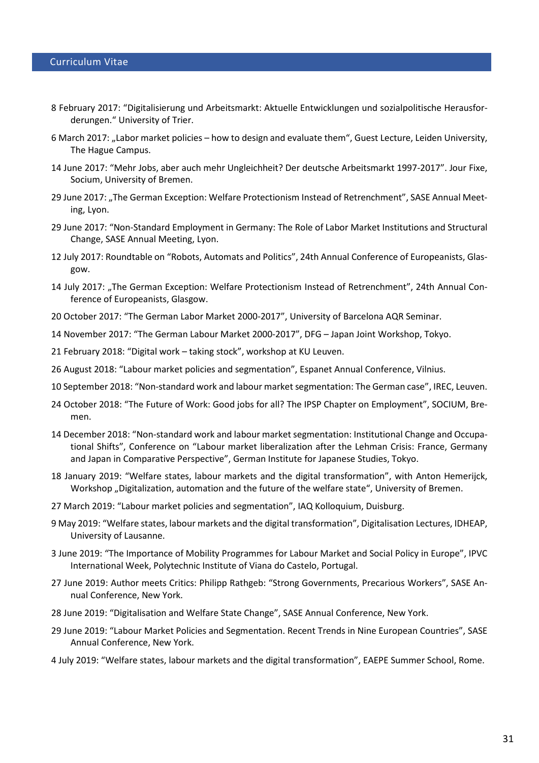8 February 2017: "Digitalisierung und Arbeitsmarkt: Aktuelle Entwicklungen und sozialpolitische Herausforderungen." University of Trier.

6 March 2017: „Labor market policies – how to design and evaluate them", Guest Lecture, Leiden University, The Hague Campus.

14 June 2017: "Mehr Jobs, aber auch mehr Ungleichheit? Der deutsche Arbeitsmarkt 1997-2017". Jour Fixe, Socium, University of Bremen.

29 June 2017: „The German Exception: Welfare Protectionism Instead of Retrenchment", SASE Annual Meeting, Lyon.

29 June 2017: "Non-Standard Employment in Germany: The Role of Labor Market Institutions and Structural Change, SASE Annual Meeting, Lyon.

12 July 2017: Roundtable on "Robots, Automats and Politics", 24th Annual Conference of Europeanists, Glasgow.

14 July 2017: „The German Exception: Welfare Protectionism Instead of Retrenchment", 24th Annual Conference of Europeanists, Glasgow.

20 October 2017: "The German Labor Market 2000-2017", University of Barcelona AQR Seminar.

14 November 2017: "The German Labour Market 2000-2017", DFG – Japan Joint Workshop, Tokyo.

21 February 2018: "Digital work – taking stock", workshop at KU Leuven.

26 August 2018: "Labour market policies and segmentation", Espanet Annual Conference, Vilnius.

10 September 2018: "Non-standard work and labour market segmentation: The German case", IREC, Leuven.

24 October 2018: "The Future of Work: Good jobs for all? The IPSP Chapter on Employment", SOCIUM, Bremen.

14 December 2018: "Non-standard work and labour market segmentation: Institutional Change and Occupational Shifts", Conference on "Labour market liberalization after the Lehman Crisis: France, Germany and Japan in Comparative Perspective", German Institute for Japanese Studies, Tokyo.

18 January 2019: "Welfare states, labour markets and the digital transformation", with Anton Hemerijck, Workshop „Digitalization, automation and the future of the welfare state", University of Bremen.

27 March 2019: "Labour market policies and segmentation", IAQ Kolloquium, Duisburg.

9 May 2019: "Welfare states, labour markets and the digital transformation", Digitalisation Lectures, IDHEAP, University of Lausanne.

3 June 2019: "The Importance of Mobility Programmes for Labour Market and Social Policy in Europe", IPVC International Week, Polytechnic Institute of Viana do Castelo, Portugal.

27 June 2019: Author meets Critics: Philipp Rathgeb: "Strong Governments, Precarious Workers", SASE Annual Conference, New York.

28 June 2019: "Digitalisation and Welfare State Change", SASE Annual Conference, New York.

29 June 2019: "Labour Market Policies and Segmentation. Recent Trends in Nine European Countries", SASE Annual Conference, New York.

4 July 2019: "Welfare states, labour markets and the digital transformation", EAEPE Summer School, Rome.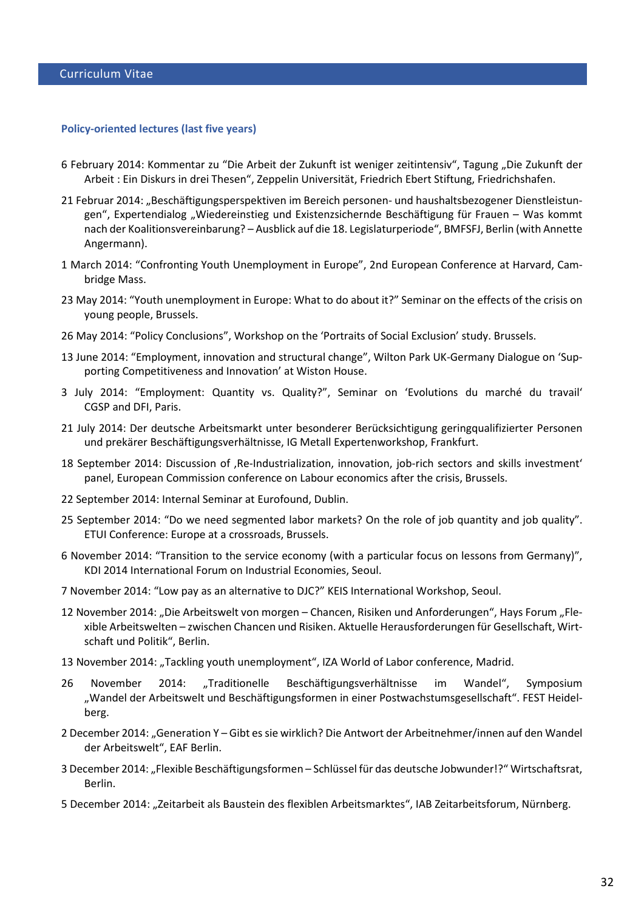Curriculum Vitae

### Policy-oriented lectures (last five years)

6 February 2014: Kommentar zu "Die Arbeit der Zukunft ist weniger zeitintensiv", Tagung „Die Zukunft der Arbeit : Ein Diskurs in drei Thesen", Zeppelin Universität, Friedrich Ebert Stiftung, Friedrichshafen.

21 Februar 2014: „Beschäftigungsperspektiven im Bereich personen- und haushaltsbezogener Dienstleistungen", Expertendialog „Wiedereinstieg und Existenzsichernde Beschäftigung für Frauen – Was kommt nach der Koalitionsvereinbarung? – Ausblick auf die 18. Legislaturperiode", BMFSFJ, Berlin (with Annette Angermann).

1 March 2014: "Confronting Youth Unemployment in Europe", 2nd European Conference at Harvard, Cambridge Mass.

23 May 2014: "Youth unemployment in Europe: What to do about it?" Seminar on the effects of the crisis on young people, Brussels.

26 May 2014: "Policy Conclusions", Workshop on the 'Portraits of Social Exclusion' study. Brussels.

13 June 2014: "Employment, innovation and structural change", Wilton Park UK-Germany Dialogue on 'Supporting Competitiveness and Innovation' at Wiston House.

3 July 2014: "Employment: Quantity vs. Quality?", Seminar on 'Evolutions du marché du travail' CGSP and DFI, Paris.

21 July 2014: Der deutsche Arbeitsmarkt unter besonderer Berücksichtigung geringqualifizierter Personen und prekärer Beschäftigungsverhältnisse, IG Metall Expertenworkshop, Frankfurt.

18 September 2014: Discussion of ‚Re-Industrialization, innovation, job-rich sectors and skills investment' panel, European Commission conference on Labour economics after the crisis, Brussels.

22 September 2014: Internal Seminar at Eurofound, Dublin.

25 September 2014: "Do we need segmented labor markets? On the role of job quantity and job quality". ETUI Conference: Europe at a crossroads, Brussels.

6 November 2014: "Transition to the service economy (with a particular focus on lessons from Germany)", KDI 2014 International Forum on Industrial Economies, Seoul.

7 November 2014: "Low pay as an alternative to DJC?" KEIS International Workshop, Seoul.

12 November 2014: „Die Arbeitswelt von morgen – Chancen, Risiken und Anforderungen", Hays Forum „Flexible Arbeitswelten – zwischen Chancen und Risiken. Aktuelle Herausforderungen für Gesellschaft, Wirtschaft und Politik", Berlin.

13 November 2014: „Tackling youth unemployment", IZA World of Labor conference, Madrid.

26 November 2014: „Traditionelle Beschäftigungsverhältnisse im Wandel", Symposium „Wandel der Arbeitswelt und Beschäftigungsformen in einer Postwachstumsgesellschaft". FEST Heidelberg.

2 December 2014: „Generation Y – Gibt es sie wirklich? Die Antwort der Arbeitnehmer/innen auf den Wandel der Arbeitswelt", EAF Berlin.

3 December 2014: „Flexible Beschäftigungsformen – Schlüssel für das deutsche Jobwunder!?" Wirtschaftsrat, Berlin.

5 December 2014: „Zeitarbeit als Baustein des flexiblen Arbeitsmarktes", IAB Zeitarbeitsforum, Nürnberg.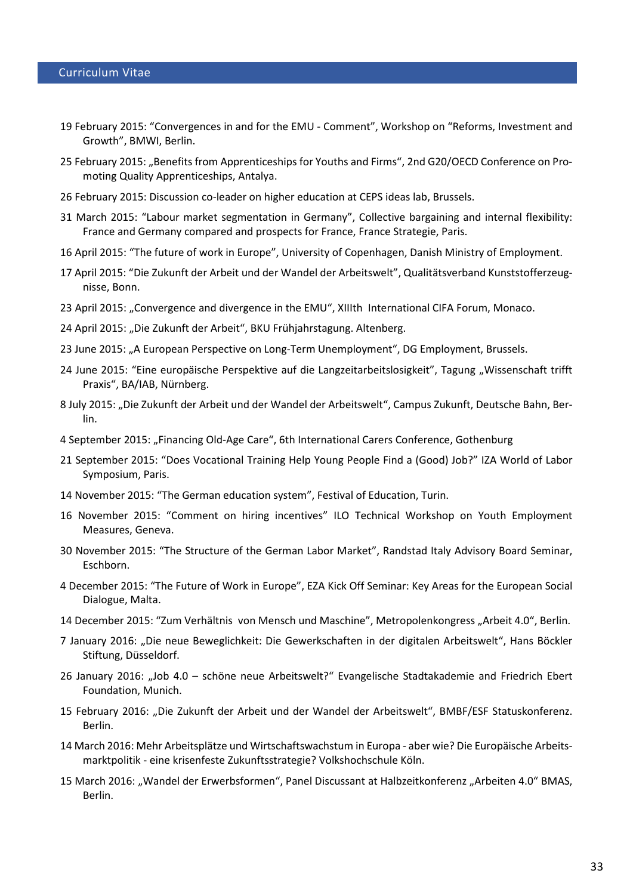19 February 2015: "Convergences in and for the EMU - Comment", Workshop on "Reforms, Investment and Growth", BMWI, Berlin.

25 February 2015: „Benefits from Apprenticeships for Youths and Firms", 2nd G20/OECD Conference on Promoting Quality Apprenticeships, Antalya.

26 February 2015: Discussion co-leader on higher education at CEPS ideas lab, Brussels.

31 March 2015: "Labour market segmentation in Germany", Collective bargaining and internal flexibility: France and Germany compared and prospects for France, France Strategie, Paris.

16 April 2015: "The future of work in Europe", University of Copenhagen, Danish Ministry of Employment.

17 April 2015: "Die Zukunft der Arbeit und der Wandel der Arbeitswelt", Qualitätsverband Kunststofferzeugnisse, Bonn.

23 April 2015: „Convergence and divergence in the EMU", XIIIth International CIFA Forum, Monaco.

24 April 2015: „Die Zukunft der Arbeit", BKU Frühjahrstagung. Altenberg.

23 June 2015: „A European Perspective on Long-Term Unemployment", DG Employment, Brussels.

24 June 2015: "Eine europäische Perspektive auf die Langzeitarbeitslosigkeit", Tagung „Wissenschaft trifft Praxis", BA/IAB, Nürnberg.

8 July 2015: „Die Zukunft der Arbeit und der Wandel der Arbeitswelt", Campus Zukunft, Deutsche Bahn, Berlin.

4 September 2015: „Financing Old-Age Care", 6th International Carers Conference, Gothenburg

21 September 2015: "Does Vocational Training Help Young People Find a (Good) Job?" IZA World of Labor Symposium, Paris.

14 November 2015: "The German education system", Festival of Education, Turin.

16 November 2015: "Comment on hiring incentives" ILO Technical Workshop on Youth Employment Measures, Geneva.

30 November 2015: "The Structure of the German Labor Market", Randstad Italy Advisory Board Seminar, Eschborn.

4 December 2015: "The Future of Work in Europe", EZA Kick Off Seminar: Key Areas for the European Social Dialogue, Malta.

14 December 2015: "Zum Verhältnis von Mensch und Maschine", Metropolenkongress „Arbeit 4.0", Berlin.

7 January 2016: „Die neue Beweglichkeit: Die Gewerkschaften in der digitalen Arbeitswelt", Hans Böckler Stiftung, Düsseldorf.

26 January 2016: „Job 4.0 – schöne neue Arbeitswelt?" Evangelische Stadtakademie and Friedrich Ebert Foundation, Munich.

15 February 2016: „Die Zukunft der Arbeit und der Wandel der Arbeitswelt", BMBF/ESF Statuskonferenz. Berlin.

14 March 2016: Mehr Arbeitsplätze und Wirtschaftswachstum in Europa - aber wie? Die Europäische Arbeitsmarktpolitik - eine krisenfeste Zukunftsstrategie? Volkshochschule Köln.

15 March 2016: „Wandel der Erwerbsformen", Panel Discussant at Halbzeitkonferenz „Arbeiten 4.0" BMAS, Berlin.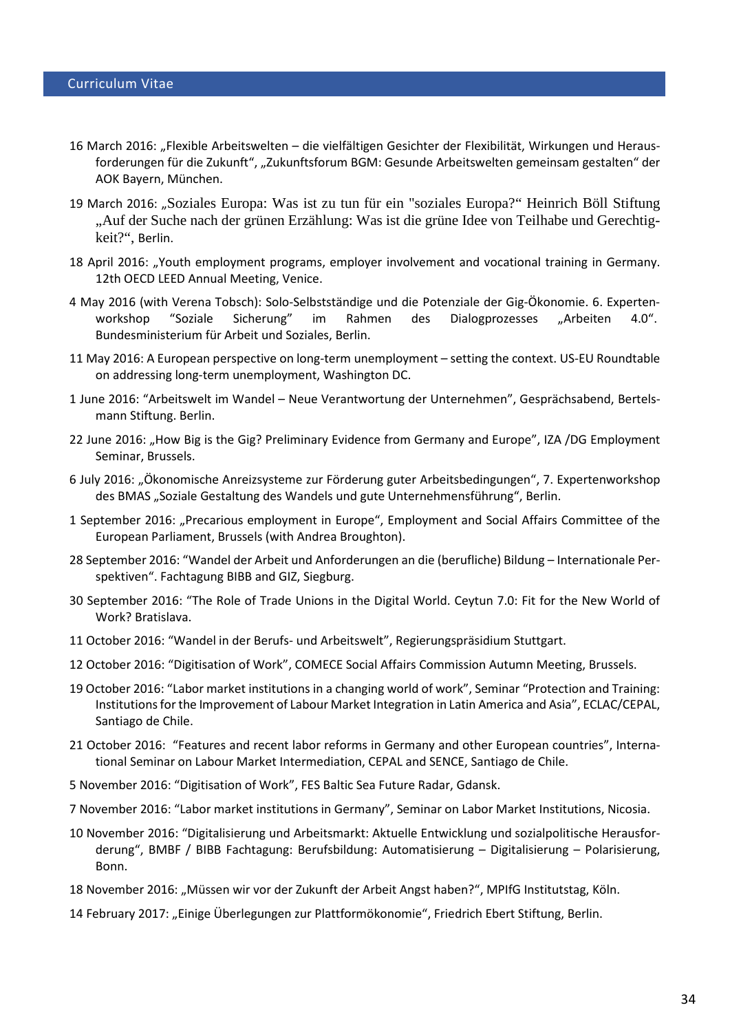16 March 2016: „Flexible Arbeitswelten – die vielfältigen Gesichter der Flexibilität, Wirkungen und Herausforderungen für die Zukunft", „Zukunftsforum BGM: Gesunde Arbeitswelten gemeinsam gestalten" der AOK Bayern, München.

19 March 2016: „Soziales Europa: Was ist zu tun für ein "soziales Europa?" Heinrich Böll Stiftung „Auf der Suche nach der grünen Erzählung: Was ist die grüne Idee von Teilhabe und Gerechtigkeit?", Berlin.

18 April 2016: „Youth employment programs, employer involvement and vocational training in Germany. 12th OECD LEED Annual Meeting, Venice.

4 May 2016 (with Verena Tobsch): Solo-Selbstständige und die Potenziale der Gig-Ökonomie. 6. Expertenworkshop "Soziale Sicherung" im Rahmen des Dialogprozesses „Arbeiten 4.0". Bundesministerium für Arbeit und Soziales, Berlin.

11 May 2016: A European perspective on long-term unemployment – setting the context. US-EU Roundtable on addressing long-term unemployment, Washington DC.

1 June 2016: "Arbeitswelt im Wandel – Neue Verantwortung der Unternehmen", Gesprächsabend, Bertelsmann Stiftung. Berlin.

22 June 2016: „How Big is the Gig? Preliminary Evidence from Germany and Europe", IZA /DG Employment Seminar, Brussels.

6 July 2016: „Ökonomische Anreizsysteme zur Förderung guter Arbeitsbedingungen", 7. Expertenworkshop des BMAS „Soziale Gestaltung des Wandels und gute Unternehmensführung", Berlin.

1 September 2016: „Precarious employment in Europe", Employment and Social Affairs Committee of the European Parliament, Brussels (with Andrea Broughton).

28 September 2016: "Wandel der Arbeit und Anforderungen an die (berufliche) Bildung – Internationale Perspektiven". Fachtagung BIBB and GIZ, Siegburg.

30 September 2016: "The Role of Trade Unions in the Digital World. Ceytun 7.0: Fit for the New World of Work? Bratislava.

11 October 2016: "Wandel in der Berufs- und Arbeitswelt", Regierungspräsidium Stuttgart.

12 October 2016: "Digitisation of Work", COMECE Social Affairs Commission Autumn Meeting, Brussels.

19 October 2016: "Labor market institutions in a changing world of work", Seminar "Protection and Training: Institutions for the Improvement of Labour Market Integration in Latin America and Asia", ECLAC/CEPAL, Santiago de Chile.

21 October 2016: "Features and recent labor reforms in Germany and other European countries", International Seminar on Labour Market Intermediation, CEPAL and SENCE, Santiago de Chile.

5 November 2016: "Digitisation of Work", FES Baltic Sea Future Radar, Gdansk.

7 November 2016: "Labor market institutions in Germany", Seminar on Labor Market Institutions, Nicosia.

10 November 2016: "Digitalisierung und Arbeitsmarkt: Aktuelle Entwicklung und sozialpolitische Herausforderung", BMBF / BIBB Fachtagung: Berufsbildung: Automatisierung – Digitalisierung – Polarisierung, Bonn.

18 November 2016: „Müssen wir vor der Zukunft der Arbeit Angst haben?", MPIfG Institutstag, Köln.

14 February 2017: „Einige Überlegungen zur Plattformökonomie", Friedrich Ebert Stiftung, Berlin.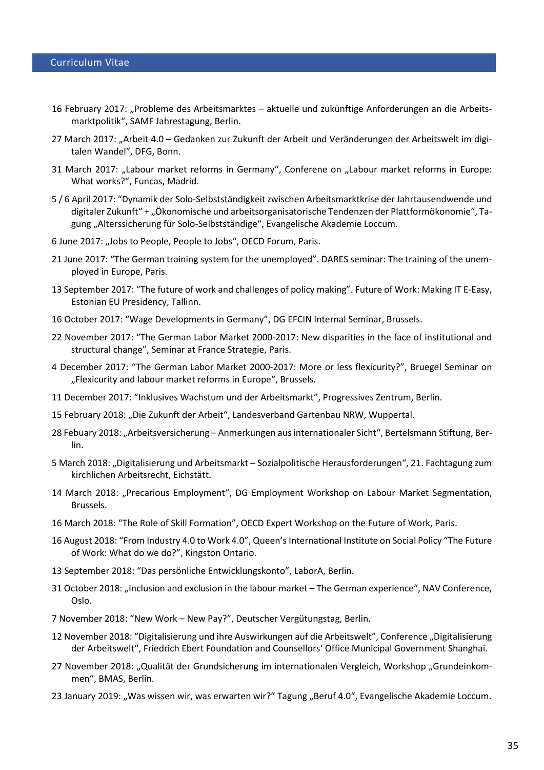16 February 2017: „Probleme des Arbeitsmarktes – aktuelle und zukünftige Anforderungen an die Arbeitsmarktpolitik", SAMF Jahrestagung, Berlin.

27 March 2017: „Arbeit 4.0 – Gedanken zur Zukunft der Arbeit und Veränderungen der Arbeitswelt im digitalen Wandel", DFG, Bonn.

31 March 2017: „Labour market reforms in Germany", Conferene on „Labour market reforms in Europe: What works?", Funcas, Madrid.

5 / 6 April 2017: "Dynamik der Solo-Selbstständigkeit zwischen Arbeitsmarktkrise der Jahrtausendwende und digitaler Zukunft" + „Ökonomische und arbeitsorganisatorische Tendenzen der Plattformökonomie", Tagung „Alterssicherung für Solo-Selbstständige", Evangelische Akademie Loccum.

6 June 2017: „Jobs to People, People to Jobs", OECD Forum, Paris.

21 June 2017: "The German training system for the unemployed". DARES seminar: The training of the unemployed in Europe, Paris.

13 September 2017: "The future of work and challenges of policy making". Future of Work: Making IT E-Easy, Estonian EU Presidency, Tallinn.

16 October 2017: "Wage Developments in Germany", DG EFCIN Internal Seminar, Brussels.

22 November 2017: "The German Labor Market 2000-2017: New disparities in the face of institutional and structural change", Seminar at France Strategie, Paris.

4 December 2017: "The German Labor Market 2000-2017: More or less flexicurity?", Bruegel Seminar on „Flexicurity and labour market reforms in Europe", Brussels.

11 December 2017: "Inklusives Wachstum und der Arbeitsmarkt", Progressives Zentrum, Berlin.

15 February 2018: „Die Zukunft der Arbeit", Landesverband Gartenbau NRW, Wuppertal.

28 Febuary 2018: „Arbeitsversicherung – Anmerkungen aus internationaler Sicht", Bertelsmann Stiftung, Berlin.

5 March 2018: „Digitalisierung und Arbeitsmarkt – Sozialpolitische Herausforderungen", 21. Fachtagung zum kirchlichen Arbeitsrecht, Eichstätt.

14 March 2018: „Precarious Employment", DG Employment Workshop on Labour Market Segmentation, Brussels.

16 March 2018: "The Role of Skill Formation", OECD Expert Workshop on the Future of Work, Paris.

16 August 2018: "From Industry 4.0 to Work 4.0", Queen's International Institute on Social Policy "The Future of Work: What do we do?", Kingston Ontario.

13 September 2018: "Das persönliche Entwicklungskonto", LaborA, Berlin.

31 October 2018: „Inclusion and exclusion in the labour market – The German experience", NAV Conference, Oslo.

7 November 2018: "New Work – New Pay?", Deutscher Vergütungstag, Berlin.

12 November 2018: "Digitalisierung und ihre Auswirkungen auf die Arbeitswelt", Conference „Digitalisierung der Arbeitswelt", Friedrich Ebert Foundation and Counsellors' Office Municipal Government Shanghai.

27 November 2018: „Qualität der Grundsicherung im internationalen Vergleich, Workshop „Grundeinkommen", BMAS, Berlin.

23 January 2019: „Was wissen wir, was erwarten wir?" Tagung „Beruf 4.0", Evangelische Akademie Loccum.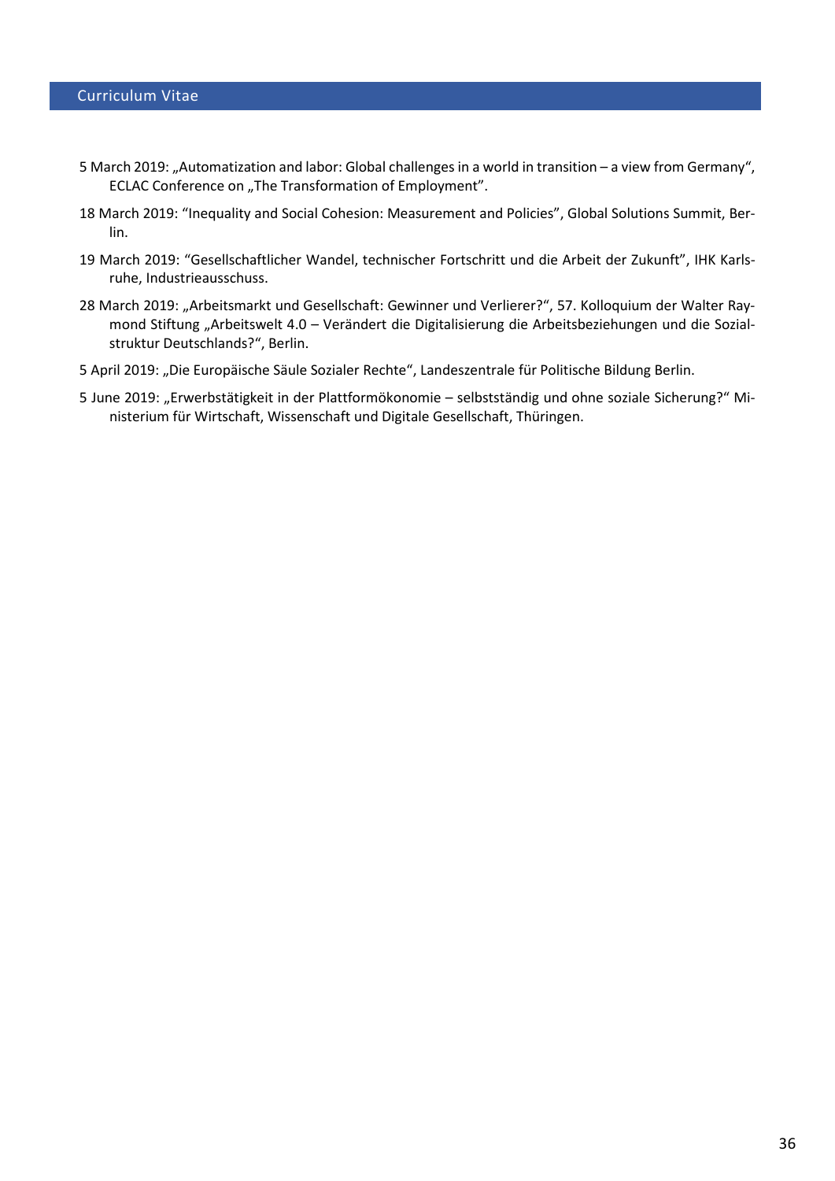5 March 2019: „Automatization and labor: Global challenges in a world in transition – a view from Germany", ECLAC Conference on „The Transformation of Employment".

18 March 2019: "Inequality and Social Cohesion: Measurement and Policies", Global Solutions Summit, Berlin.

19 March 2019: "Gesellschaftlicher Wandel, technischer Fortschritt und die Arbeit der Zukunft", IHK Karlsruhe, Industrieausschuss.

28 March 2019: „Arbeitsmarkt und Gesellschaft: Gewinner und Verlierer?", 57. Kolloquium der Walter Raymond Stiftung „Arbeitswelt 4.0 – Verändert die Digitalisierung die Arbeitsbeziehungen und die Sozialstruktur Deutschlands?", Berlin.

5 April 2019: „Die Europäische Säule Sozialer Rechte", Landeszentrale für Politische Bildung Berlin.

5 June 2019: „Erwerbstätigkeit in der Plattformökonomie – selbstständig und ohne soziale Sicherung?" Ministerium für Wirtschaft, Wissenschaft und Digitale Gesellschaft, Thüringen.